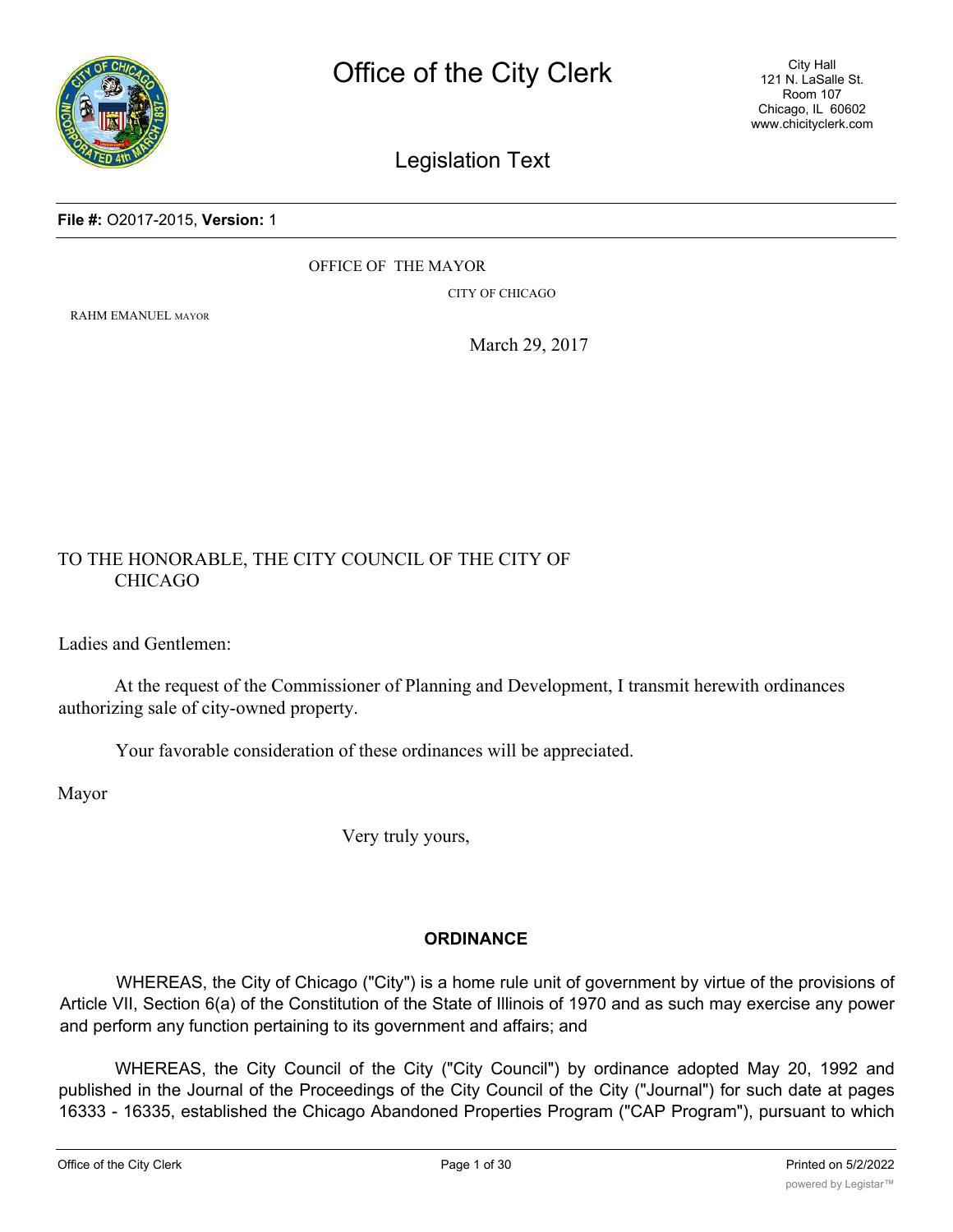# Office of the City Clerk

City Hall
121 N. LaSalle St.
Room 107
Chicago, IL 60602
www.chicityclerk.com

## Legislation Text

**File #:** O2017-2015, **Version:** 1

OFFICE OF THE MAYOR

CITY OF CHICAGO

RAHM EMANUEL MAYOR

March 29, 2017

TO THE HONORABLE, THE CITY COUNCIL OF THE CITY OF CHICAGO

Ladies and Gentlemen:

At the request of the Commissioner of Planning and Development, I transmit herewith ordinances authorizing sale of city-owned property.

Your favorable consideration of these ordinances will be appreciated.

Mayor

Very truly yours,

**ORDINANCE**

WHEREAS, the City of Chicago ("City") is a home rule unit of government by virtue of the provisions of Article VII, Section 6(a) of the Constitution of the State of Illinois of 1970 and as such may exercise any power and perform any function pertaining to its government and affairs; and

WHEREAS, the City Council of the City ("City Council") by ordinance adopted May 20, 1992 and published in the Journal of the Proceedings of the City Council of the City ("Journal") for such date at pages 16333 - 16335, established the Chicago Abandoned Properties Program ("CAP Program"), pursuant to which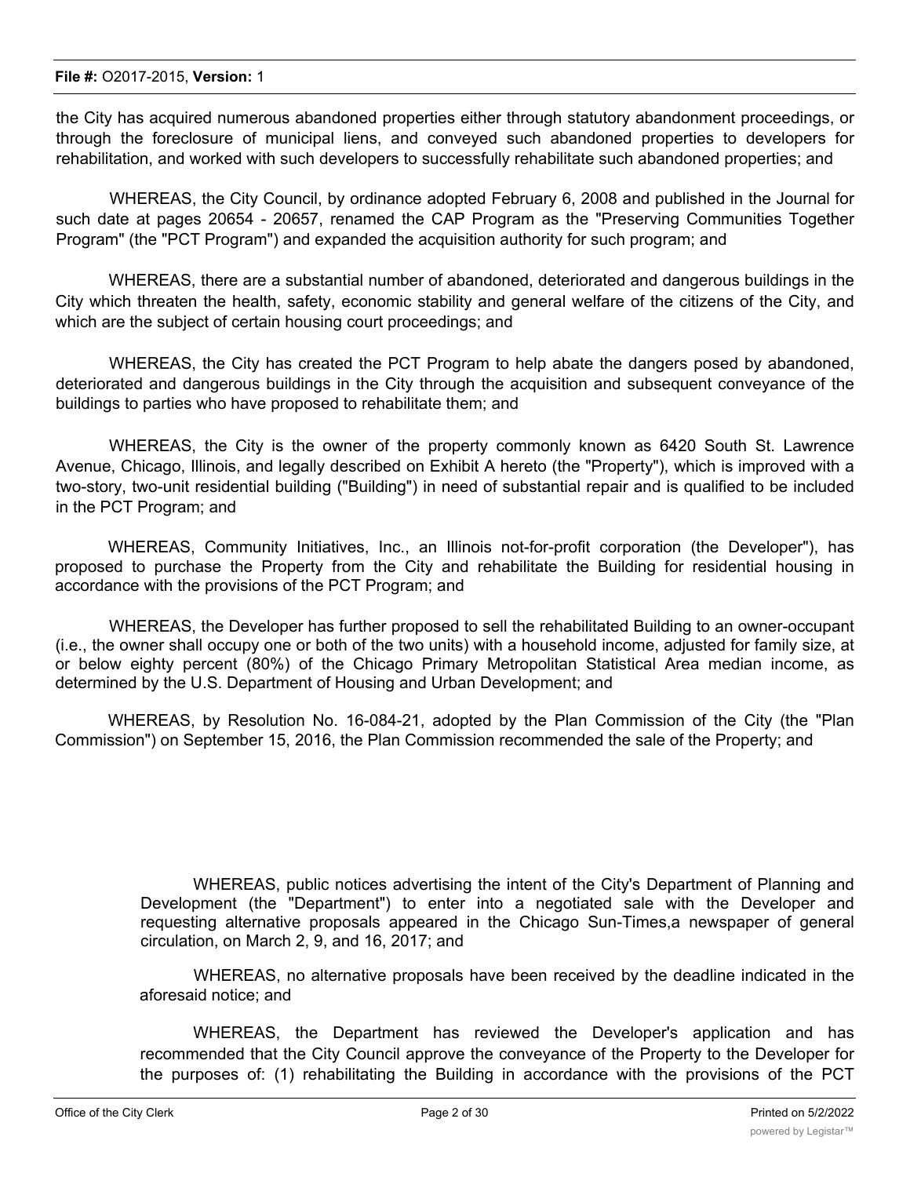the City has acquired numerous abandoned properties either through statutory abandonment proceedings, or through the foreclosure of municipal liens, and conveyed such abandoned properties to developers for rehabilitation, and worked with such developers to successfully rehabilitate such abandoned properties; and

WHEREAS, the City Council, by ordinance adopted February 6, 2008 and published in the Journal for such date at pages 20654 - 20657, renamed the CAP Program as the "Preserving Communities Together Program" (the "PCT Program") and expanded the acquisition authority for such program; and

WHEREAS, there are a substantial number of abandoned, deteriorated and dangerous buildings in the City which threaten the health, safety, economic stability and general welfare of the citizens of the City, and which are the subject of certain housing court proceedings; and

WHEREAS, the City has created the PCT Program to help abate the dangers posed by abandoned, deteriorated and dangerous buildings in the City through the acquisition and subsequent conveyance of the buildings to parties who have proposed to rehabilitate them; and

WHEREAS, the City is the owner of the property commonly known as 6420 South St. Lawrence Avenue, Chicago, Illinois, and legally described on Exhibit A hereto (the "Property"), which is improved with a two-story, two-unit residential building ("Building") in need of substantial repair and is qualified to be included in the PCT Program; and

WHEREAS, Community Initiatives, Inc., an Illinois not-for-profit corporation (the Developer"), has proposed to purchase the Property from the City and rehabilitate the Building for residential housing in accordance with the provisions of the PCT Program; and

WHEREAS, the Developer has further proposed to sell the rehabilitated Building to an owner-occupant (i.e., the owner shall occupy one or both of the two units) with a household income, adjusted for family size, at or below eighty percent (80%) of the Chicago Primary Metropolitan Statistical Area median income, as determined by the U.S. Department of Housing and Urban Development; and

WHEREAS, by Resolution No. 16-084-21, adopted by the Plan Commission of the City (the "Plan Commission") on September 15, 2016, the Plan Commission recommended the sale of the Property; and

WHEREAS, public notices advertising the intent of the City's Department of Planning and Development (the "Department") to enter into a negotiated sale with the Developer and requesting alternative proposals appeared in the Chicago Sun-Times,a newspaper of general circulation, on March 2, 9, and 16, 2017; and

WHEREAS, no alternative proposals have been received by the deadline indicated in the aforesaid notice; and

WHEREAS, the Department has reviewed the Developer's application and has recommended that the City Council approve the conveyance of the Property to the Developer for the purposes of: (1) rehabilitating the Building in accordance with the provisions of the PCT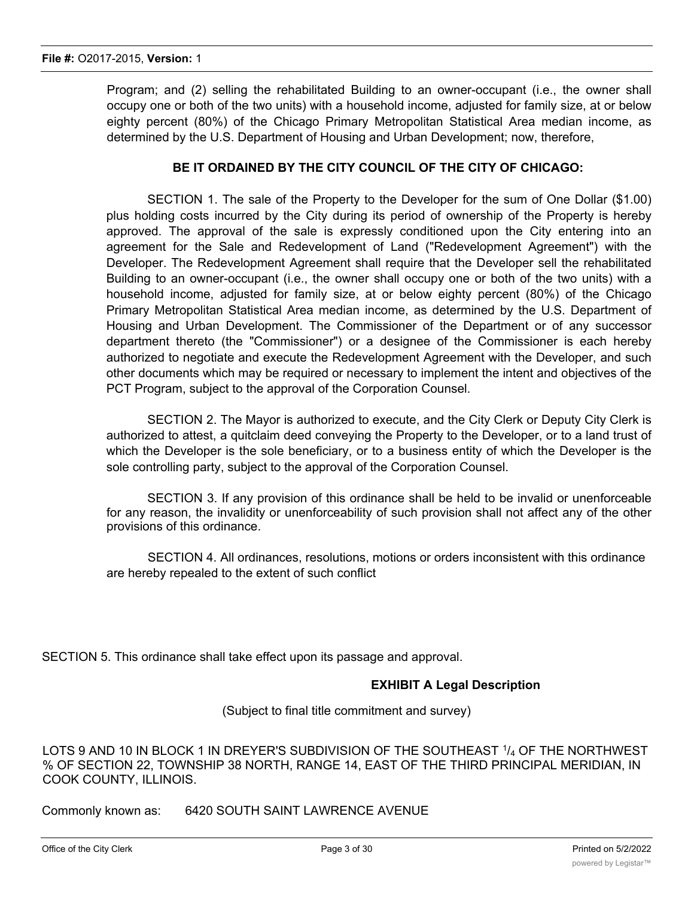Program; and (2) selling the rehabilitated Building to an owner-occupant (i.e., the owner shall occupy one or both of the two units) with a household income, adjusted for family size, at or below eighty percent (80%) of the Chicago Primary Metropolitan Statistical Area median income, as determined by the U.S. Department of Housing and Urban Development; now, therefore,

**BE IT ORDAINED BY THE CITY COUNCIL OF THE CITY OF CHICAGO:**

SECTION 1. The sale of the Property to the Developer for the sum of One Dollar ($1.00) plus holding costs incurred by the City during its period of ownership of the Property is hereby approved. The approval of the sale is expressly conditioned upon the City entering into an agreement for the Sale and Redevelopment of Land ("Redevelopment Agreement") with the Developer. The Redevelopment Agreement shall require that the Developer sell the rehabilitated Building to an owner-occupant (i.e., the owner shall occupy one or both of the two units) with a household income, adjusted for family size, at or below eighty percent (80%) of the Chicago Primary Metropolitan Statistical Area median income, as determined by the U.S. Department of Housing and Urban Development. The Commissioner of the Department or of any successor department thereto (the "Commissioner") or a designee of the Commissioner is each hereby authorized to negotiate and execute the Redevelopment Agreement with the Developer, and such other documents which may be required or necessary to implement the intent and objectives of the PCT Program, subject to the approval of the Corporation Counsel.

SECTION 2. The Mayor is authorized to execute, and the City Clerk or Deputy City Clerk is authorized to attest, a quitclaim deed conveying the Property to the Developer, or to a land trust of which the Developer is the sole beneficiary, or to a business entity of which the Developer is the sole controlling party, subject to the approval of the Corporation Counsel.

SECTION 3. If any provision of this ordinance shall be held to be invalid or unenforceable for any reason, the invalidity or unenforceability of such provision shall not affect any of the other provisions of this ordinance.

SECTION 4. All ordinances, resolutions, motions or orders inconsistent with this ordinance are hereby repealed to the extent of such conflict

SECTION 5. This ordinance shall take effect upon its passage and approval.

**EXHIBIT A Legal Description**

(Subject to final title commitment and survey)

LOTS 9 AND 10 IN BLOCK 1 IN DREYER'S SUBDIVISION OF THE SOUTHEAST 1/4 OF THE NORTHWEST % OF SECTION 22, TOWNSHIP 38 NORTH, RANGE 14, EAST OF THE THIRD PRINCIPAL MERIDIAN, IN COOK COUNTY, ILLINOIS.

Commonly known as: 6420 SOUTH SAINT LAWRENCE AVENUE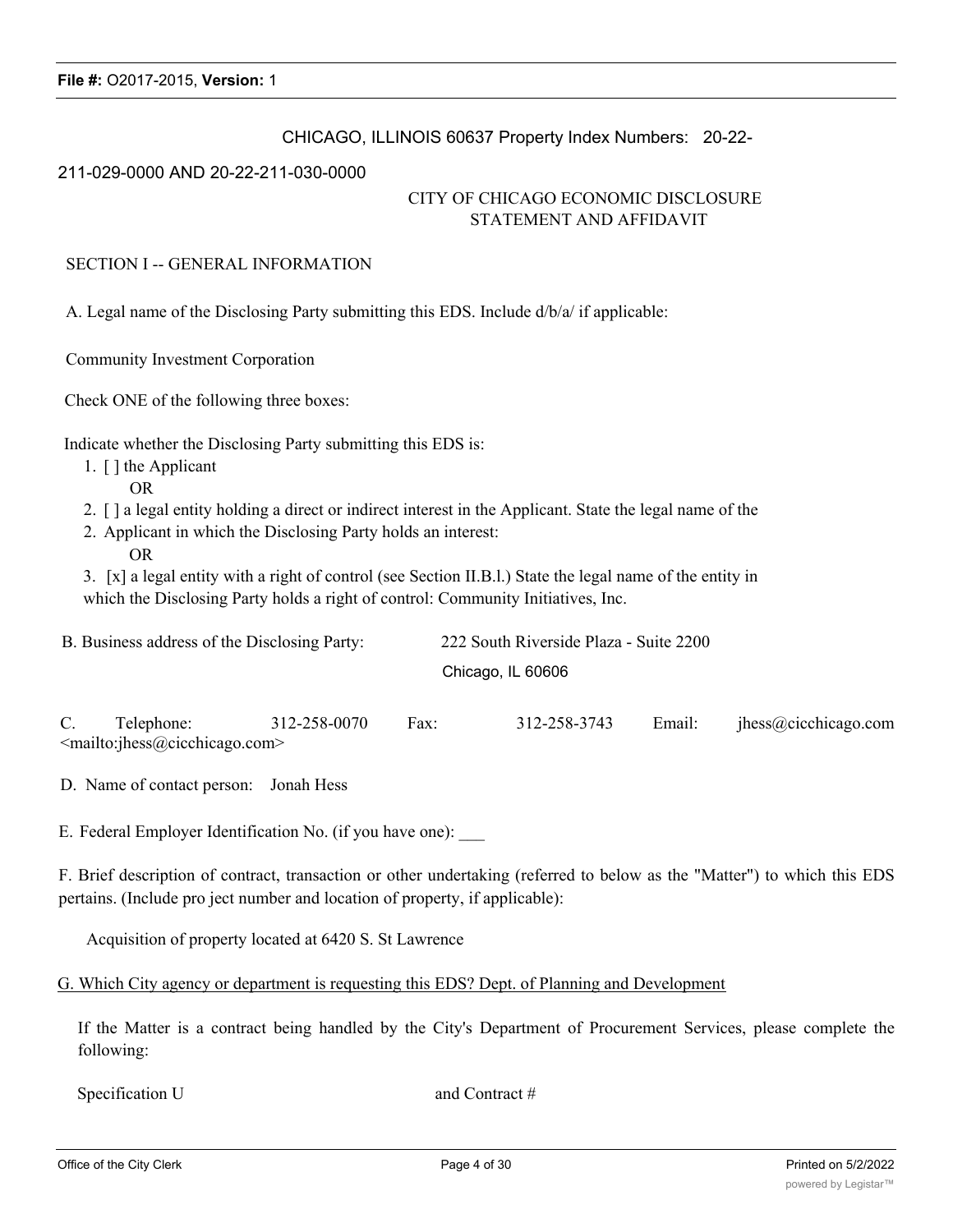CHICAGO, ILLINOIS 60637 Property Index Numbers: 20-22-211-029-0000 AND 20-22-211-030-0000

CITY OF CHICAGO ECONOMIC DISCLOSURE STATEMENT AND AFFIDAVIT

SECTION I -- GENERAL INFORMATION

A. Legal name of the Disclosing Party submitting this EDS. Include d/b/a/ if applicable:

Community Investment Corporation

Check ONE of the following three boxes:

Indicate whether the Disclosing Party submitting this EDS is:

1. [ ] the Applicant
   OR
2. [ ] a legal entity holding a direct or indirect interest in the Applicant. State the legal name of the
2. Applicant in which the Disclosing Party holds an interest:
   OR
3. [x] a legal entity with a right of control (see Section II.B.l.) State the legal name of the entity in which the Disclosing Party holds a right of control: Community Initiatives, Inc.

B. Business address of the Disclosing Party: 222 South Riverside Plaza - Suite 2200
Chicago, IL 60606

C. Telephone: 312-258-0070 Fax: 312-258-3743 Email: jhess@cicchicago.com <mailto:jhess@cicchicago.com>

D. Name of contact person: Jonah Hess

E. Federal Employer Identification No. (if you have one): ___

F. Brief description of contract, transaction or other undertaking (referred to below as the "Matter") to which this EDS pertains. (Include pro ject number and location of property, if applicable):

Acquisition of property located at 6420 S. St Lawrence

G. Which City agency or department is requesting this EDS? Dept. of Planning and Development

If the Matter is a contract being handled by the City's Department of Procurement Services, please complete the following:

Specification U and Contract #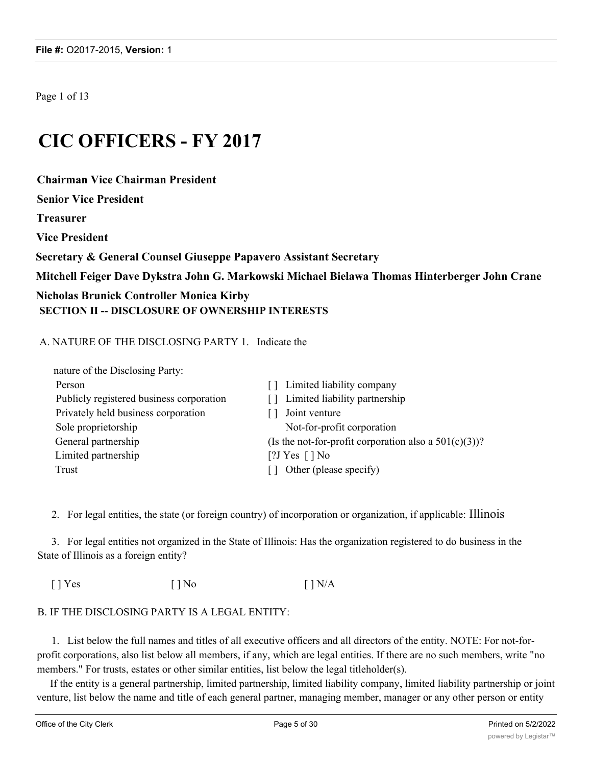Page 1 of 13

# CIC OFFICERS - FY 2017

**Chairman Vice Chairman President**

**Senior Vice President**

**Treasurer**

**Vice President**

**Secretary & General Counsel Giuseppe Papavero Assistant Secretary**

**Mitchell Feiger Dave Dykstra John G. Markowski Michael Bielawa Thomas Hinterberger John Crane**

**Nicholas Brunick Controller Monica Kirby**

**SECTION II -- DISCLOSURE OF OWNERSHIP INTERESTS**

A. NATURE OF THE DISCLOSING PARTY 1. Indicate the nature of the Disclosing Party:

| | |
|---|---|
| Person | [ ] Limited liability company |
| Publicly registered business corporation | [ ] Limited liability partnership |
| Privately held business corporation | [ ] Joint venture |
| Sole proprietorship | Not-for-profit corporation |
| General partnership | (Is the not-for-profit corporation also a 501(c)(3))? |
| Limited partnership | [?J Yes [ ] No |
| Trust | [ ] Other (please specify) |

2. For legal entities, the state (or foreign country) of incorporation or organization, if applicable: Illinois

3. For legal entities not organized in the State of Illinois: Has the organization registered to do business in the State of Illinois as a foreign entity?

[ ] Yes [ ] No [ ] N/A

B. IF THE DISCLOSING PARTY IS A LEGAL ENTITY:

1. List below the full names and titles of all executive officers and all directors of the entity. NOTE: For not-for-profit corporations, also list below all members, if any, which are legal entities. If there are no such members, write "no members." For trusts, estates or other similar entities, list below the legal titleholder(s).

If the entity is a general partnership, limited partnership, limited liability company, limited liability partnership or joint venture, list below the name and title of each general partner, managing member, manager or any other person or entity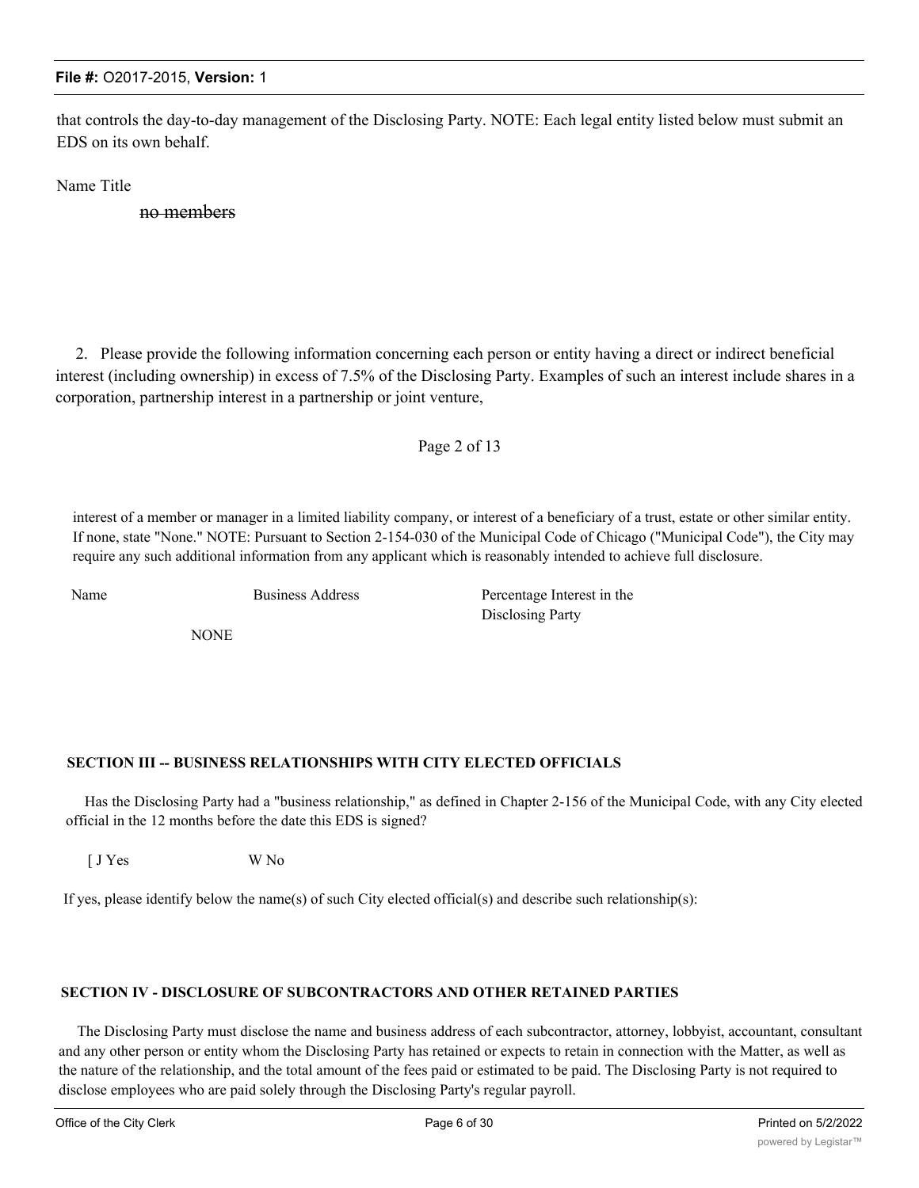that controls the day-to-day management of the Disclosing Party. NOTE: Each legal entity listed below must submit an EDS on its own behalf.

Name Title

~~no members~~

2. Please provide the following information concerning each person or entity having a direct or indirect beneficial interest (including ownership) in excess of 7.5% of the Disclosing Party. Examples of such an interest include shares in a corporation, partnership interest in a partnership or joint venture,

Page 2 of 13

interest of a member or manager in a limited liability company, or interest of a beneficiary of a trust, estate or other similar entity. If none, state "None." NOTE: Pursuant to Section 2-154-030 of the Municipal Code of Chicago ("Municipal Code"), the City may require any such additional information from any applicant which is reasonably intended to achieve full disclosure.

| Name | Business Address | Percentage Interest in the Disclosing Party |
|---|---|---|
| NONE | | |

**SECTION III -- BUSINESS RELATIONSHIPS WITH CITY ELECTED OFFICIALS**

Has the Disclosing Party had a "business relationship," as defined in Chapter 2-156 of the Municipal Code, with any City elected official in the 12 months before the date this EDS is signed?

[ J Yes W No

If yes, please identify below the name(s) of such City elected official(s) and describe such relationship(s):

**SECTION IV - DISCLOSURE OF SUBCONTRACTORS AND OTHER RETAINED PARTIES**

The Disclosing Party must disclose the name and business address of each subcontractor, attorney, lobbyist, accountant, consultant and any other person or entity whom the Disclosing Party has retained or expects to retain in connection with the Matter, as well as the nature of the relationship, and the total amount of the fees paid or estimated to be paid. The Disclosing Party is not required to disclose employees who are paid solely through the Disclosing Party's regular payroll.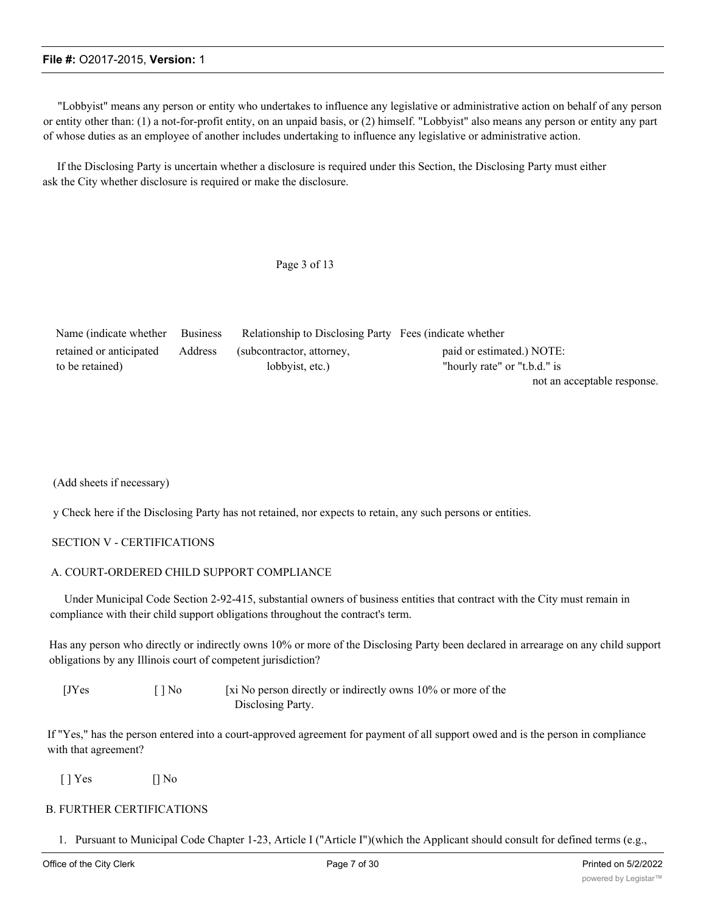"Lobbyist" means any person or entity who undertakes to influence any legislative or administrative action on behalf of any person or entity other than: (1) a not-for-profit entity, on an unpaid basis, or (2) himself. "Lobbyist" also means any person or entity any part of whose duties as an employee of another includes undertaking to influence any legislative or administrative action.

If the Disclosing Party is uncertain whether a disclosure is required under this Section, the Disclosing Party must either ask the City whether disclosure is required or make the disclosure.

Page 3 of 13

| Name (indicate whether retained or anticipated to be retained) | Business Address | Relationship to Disclosing Party (subcontractor, attorney, lobbyist, etc.) | Fees (indicate whether paid or estimated.) NOTE: "hourly rate" or "t.b.d." is not an acceptable response. |
|---|---|---|---|
| | | | |

(Add sheets if necessary)

y Check here if the Disclosing Party has not retained, nor expects to retain, any such persons or entities.

SECTION V - CERTIFICATIONS

A. COURT-ORDERED CHILD SUPPORT COMPLIANCE

Under Municipal Code Section 2-92-415, substantial owners of business entities that contract with the City must remain in compliance with their child support obligations throughout the contract's term.

Has any person who directly or indirectly owns 10% or more of the Disclosing Party been declared in arrearage on any child support obligations by any Illinois court of competent jurisdiction?

[JYes [ ] No [xi No person directly or indirectly owns 10% or more of the Disclosing Party.

If "Yes," has the person entered into a court-approved agreement for payment of all support owed and is the person in compliance with that agreement?

[ ] Yes [] No

B. FURTHER CERTIFICATIONS

1. Pursuant to Municipal Code Chapter 1-23, Article I ("Article I")(which the Applicant should consult for defined terms (e.g.,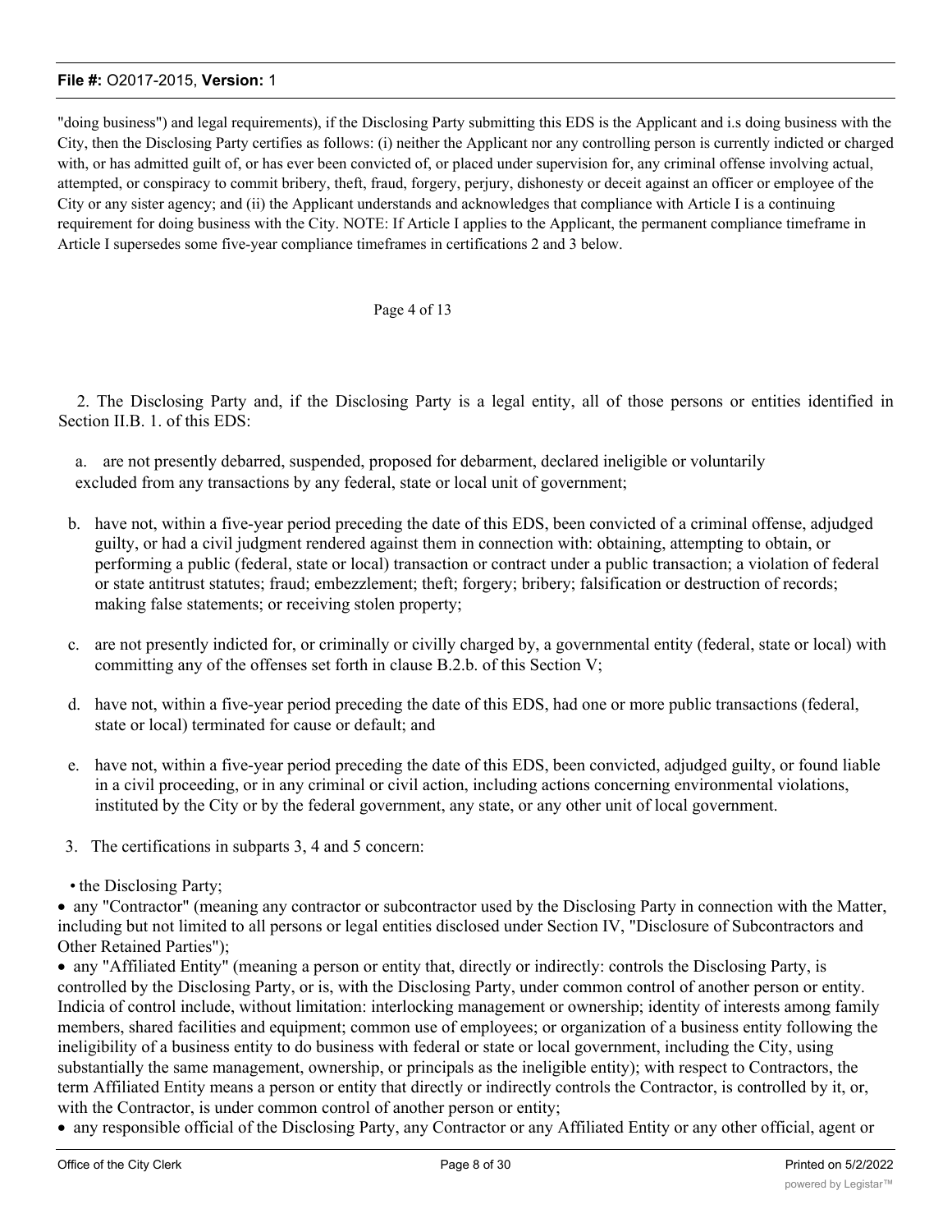"doing business") and legal requirements), if the Disclosing Party submitting this EDS is the Applicant and i.s doing business with the City, then the Disclosing Party certifies as follows: (i) neither the Applicant nor any controlling person is currently indicted or charged with, or has admitted guilt of, or has ever been convicted of, or placed under supervision for, any criminal offense involving actual, attempted, or conspiracy to commit bribery, theft, fraud, forgery, perjury, dishonesty or deceit against an officer or employee of the City or any sister agency; and (ii) the Applicant understands and acknowledges that compliance with Article I is a continuing requirement for doing business with the City. NOTE: If Article I applies to the Applicant, the permanent compliance timeframe in Article I supersedes some five-year compliance timeframes in certifications 2 and 3 below.

Page 4 of 13

2. The Disclosing Party and, if the Disclosing Party is a legal entity, all of those persons or entities identified in Section II.B. 1. of this EDS:

a. are not presently debarred, suspended, proposed for debarment, declared ineligible or voluntarily excluded from any transactions by any federal, state or local unit of government;

b. have not, within a five-year period preceding the date of this EDS, been convicted of a criminal offense, adjudged guilty, or had a civil judgment rendered against them in connection with: obtaining, attempting to obtain, or performing a public (federal, state or local) transaction or contract under a public transaction; a violation of federal or state antitrust statutes; fraud; embezzlement; theft; forgery; bribery; falsification or destruction of records; making false statements; or receiving stolen property;

c. are not presently indicted for, or criminally or civilly charged by, a governmental entity (federal, state or local) with committing any of the offenses set forth in clause B.2.b. of this Section V;

d. have not, within a five-year period preceding the date of this EDS, had one or more public transactions (federal, state or local) terminated for cause or default; and

e. have not, within a five-year period preceding the date of this EDS, been convicted, adjudged guilty, or found liable in a civil proceeding, or in any criminal or civil action, including actions concerning environmental violations, instituted by the City or by the federal government, any state, or any other unit of local government.

3. The certifications in subparts 3, 4 and 5 concern:

- the Disclosing Party;
- any "Contractor" (meaning any contractor or subcontractor used by the Disclosing Party in connection with the Matter, including but not limited to all persons or legal entities disclosed under Section IV, "Disclosure of Subcontractors and Other Retained Parties");
- any "Affiliated Entity" (meaning a person or entity that, directly or indirectly: controls the Disclosing Party, is controlled by the Disclosing Party, or is, with the Disclosing Party, under common control of another person or entity. Indicia of control include, without limitation: interlocking management or ownership; identity of interests among family members, shared facilities and equipment; common use of employees; or organization of a business entity following the ineligibility of a business entity to do business with federal or state or local government, including the City, using substantially the same management, ownership, or principals as the ineligible entity); with respect to Contractors, the term Affiliated Entity means a person or entity that directly or indirectly controls the Contractor, is controlled by it, or, with the Contractor, is under common control of another person or entity;
- any responsible official of the Disclosing Party, any Contractor or any Affiliated Entity or any other official, agent or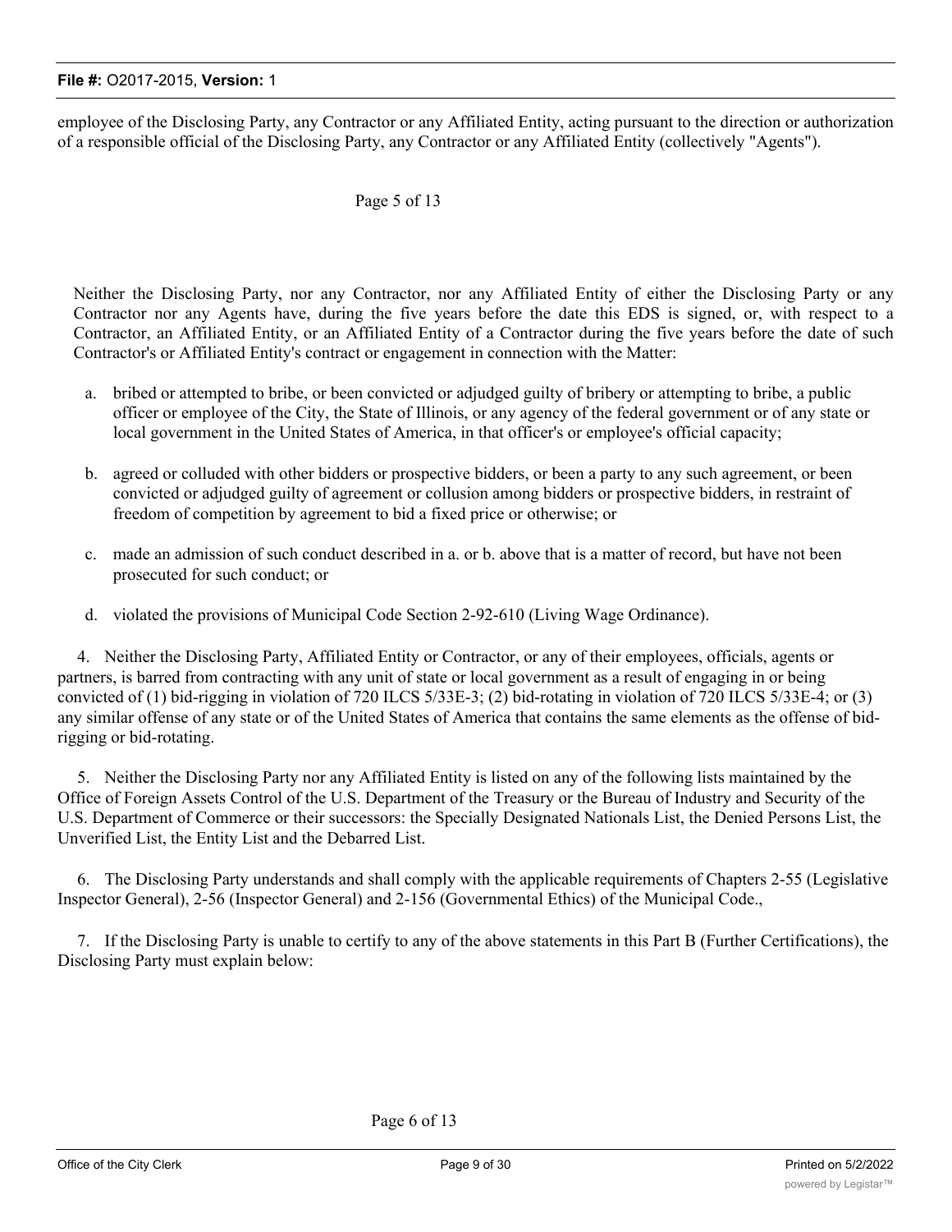employee of the Disclosing Party, any Contractor or any Affiliated Entity, acting pursuant to the direction or authorization of a responsible official of the Disclosing Party, any Contractor or any Affiliated Entity (collectively "Agents").

Neither the Disclosing Party, nor any Contractor, nor any Affiliated Entity of either the Disclosing Party or any Contractor nor any Agents have, during the five years before the date this EDS is signed, or, with respect to a Contractor, an Affiliated Entity, or an Affiliated Entity of a Contractor during the five years before the date of such Contractor's or Affiliated Entity's contract or engagement in connection with the Matter:

a. bribed or attempted to bribe, or been convicted or adjudged guilty of bribery or attempting to bribe, a public officer or employee of the City, the State of Illinois, or any agency of the federal government or of any state or local government in the United States of America, in that officer's or employee's official capacity;

b. agreed or colluded with other bidders or prospective bidders, or been a party to any such agreement, or been convicted or adjudged guilty of agreement or collusion among bidders or prospective bidders, in restraint of freedom of competition by agreement to bid a fixed price or otherwise; or

c. made an admission of such conduct described in a. or b. above that is a matter of record, but have not been prosecuted for such conduct; or

d. violated the provisions of Municipal Code Section 2-92-610 (Living Wage Ordinance).

4. Neither the Disclosing Party, Affiliated Entity or Contractor, or any of their employees, officials, agents or partners, is barred from contracting with any unit of state or local government as a result of engaging in or being convicted of (1) bid-rigging in violation of 720 ILCS 5/33E-3; (2) bid-rotating in violation of 720 ILCS 5/33E-4; or (3) any similar offense of any state or of the United States of America that contains the same elements as the offense of bid-rigging or bid-rotating.

5. Neither the Disclosing Party nor any Affiliated Entity is listed on any of the following lists maintained by the Office of Foreign Assets Control of the U.S. Department of the Treasury or the Bureau of Industry and Security of the U.S. Department of Commerce or their successors: the Specially Designated Nationals List, the Denied Persons List, the Unverified List, the Entity List and the Debarred List.

6. The Disclosing Party understands and shall comply with the applicable requirements of Chapters 2-55 (Legislative Inspector General), 2-56 (Inspector General) and 2-156 (Governmental Ethics) of the Municipal Code.,

7. If the Disclosing Party is unable to certify to any of the above statements in this Part B (Further Certifications), the Disclosing Party must explain below: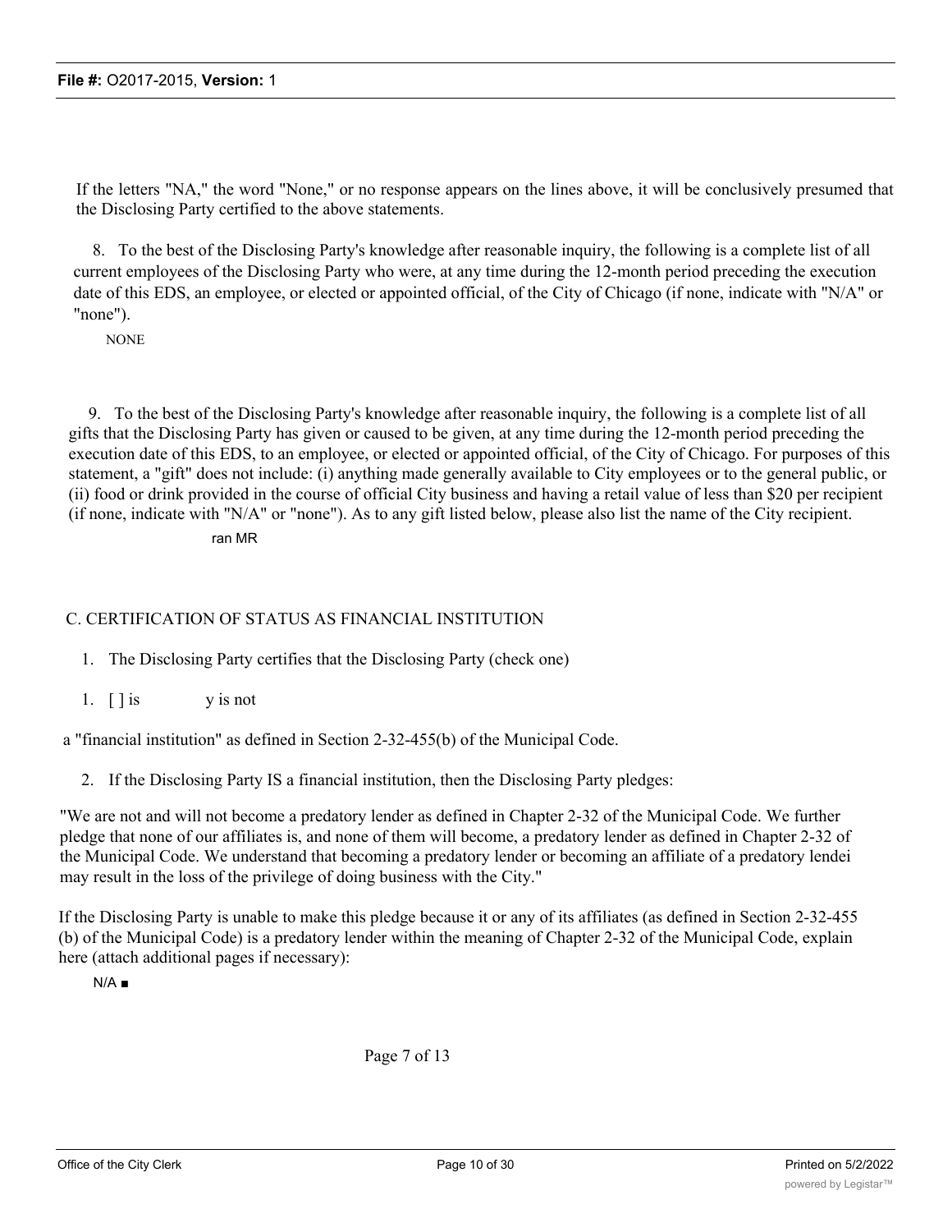If the letters "NA," the word "None," or no response appears on the lines above, it will be conclusively presumed that the Disclosing Party certified to the above statements.

8. To the best of the Disclosing Party's knowledge after reasonable inquiry, the following is a complete list of all current employees of the Disclosing Party who were, at any time during the 12-month period preceding the execution date of this EDS, an employee, or elected or appointed official, of the City of Chicago (if none, indicate with "N/A" or "none").

NONE

9. To the best of the Disclosing Party's knowledge after reasonable inquiry, the following is a complete list of all gifts that the Disclosing Party has given or caused to be given, at any time during the 12-month period preceding the execution date of this EDS, to an employee, or elected or appointed official, of the City of Chicago. For purposes of this statement, a "gift" does not include: (i) anything made generally available to City employees or to the general public, or (ii) food or drink provided in the course of official City business and having a retail value of less than $20 per recipient (if none, indicate with "N/A" or "none"). As to any gift listed below, please also list the name of the City recipient.

ran MR

C. CERTIFICATION OF STATUS AS FINANCIAL INSTITUTION

1. The Disclosing Party certifies that the Disclosing Party (check one)

1. [ ] is y is not

a "financial institution" as defined in Section 2-32-455(b) of the Municipal Code.

2. If the Disclosing Party IS a financial institution, then the Disclosing Party pledges:

"We are not and will not become a predatory lender as defined in Chapter 2-32 of the Municipal Code. We further pledge that none of our affiliates is, and none of them will become, a predatory lender as defined in Chapter 2-32 of the Municipal Code. We understand that becoming a predatory lender or becoming an affiliate of a predatory lendei may result in the loss of the privilege of doing business with the City."

If the Disclosing Party is unable to make this pledge because it or any of its affiliates (as defined in Section 2-32-455 (b) of the Municipal Code) is a predatory lender within the meaning of Chapter 2-32 of the Municipal Code, explain here (attach additional pages if necessary):

N/A ■

Page 7 of 13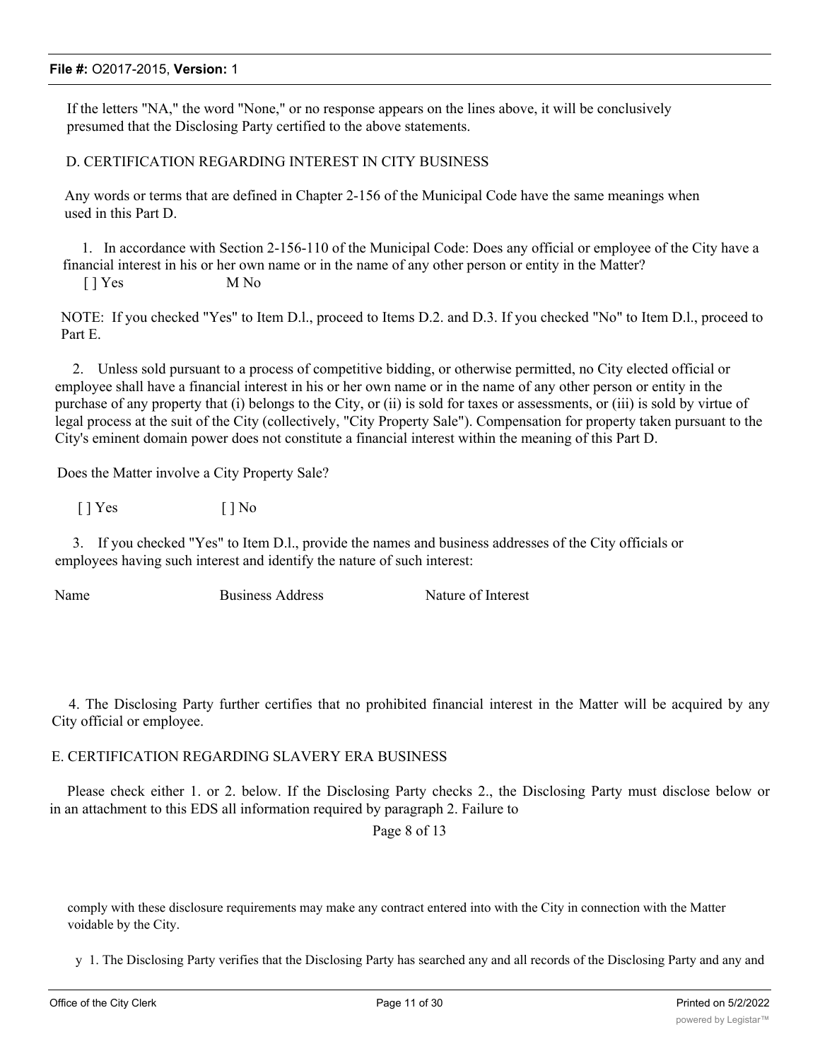If the letters "NA," the word "None," or no response appears on the lines above, it will be conclusively presumed that the Disclosing Party certified to the above statements.

D. CERTIFICATION REGARDING INTEREST IN CITY BUSINESS

Any words or terms that are defined in Chapter 2-156 of the Municipal Code have the same meanings when used in this Part D.

1. In accordance with Section 2-156-110 of the Municipal Code: Does any official or employee of the City have a financial interest in his or her own name or in the name of any other person or entity in the Matter?

[ ] Yes M No

NOTE: If you checked "Yes" to Item D.l., proceed to Items D.2. and D.3. If you checked "No" to Item D.l., proceed to Part E.

2. Unless sold pursuant to a process of competitive bidding, or otherwise permitted, no City elected official or employee shall have a financial interest in his or her own name or in the name of any other person or entity in the purchase of any property that (i) belongs to the City, or (ii) is sold for taxes or assessments, or (iii) is sold by virtue of legal process at the suit of the City (collectively, "City Property Sale"). Compensation for property taken pursuant to the City's eminent domain power does not constitute a financial interest within the meaning of this Part D.

Does the Matter involve a City Property Sale?

[ ] Yes [ ] No

3. If you checked "Yes" to Item D.l., provide the names and business addresses of the City officials or employees having such interest and identify the nature of such interest:

| Name | Business Address | Nature of Interest |
|---|---|---|

4. The Disclosing Party further certifies that no prohibited financial interest in the Matter will be acquired by any City official or employee.

E. CERTIFICATION REGARDING SLAVERY ERA BUSINESS

Please check either 1. or 2. below. If the Disclosing Party checks 2., the Disclosing Party must disclose below or in an attachment to this EDS all information required by paragraph 2. Failure to

Page 8 of 13

comply with these disclosure requirements may make any contract entered into with the City in connection with the Matter voidable by the City.

y 1. The Disclosing Party verifies that the Disclosing Party has searched any and all records of the Disclosing Party and any and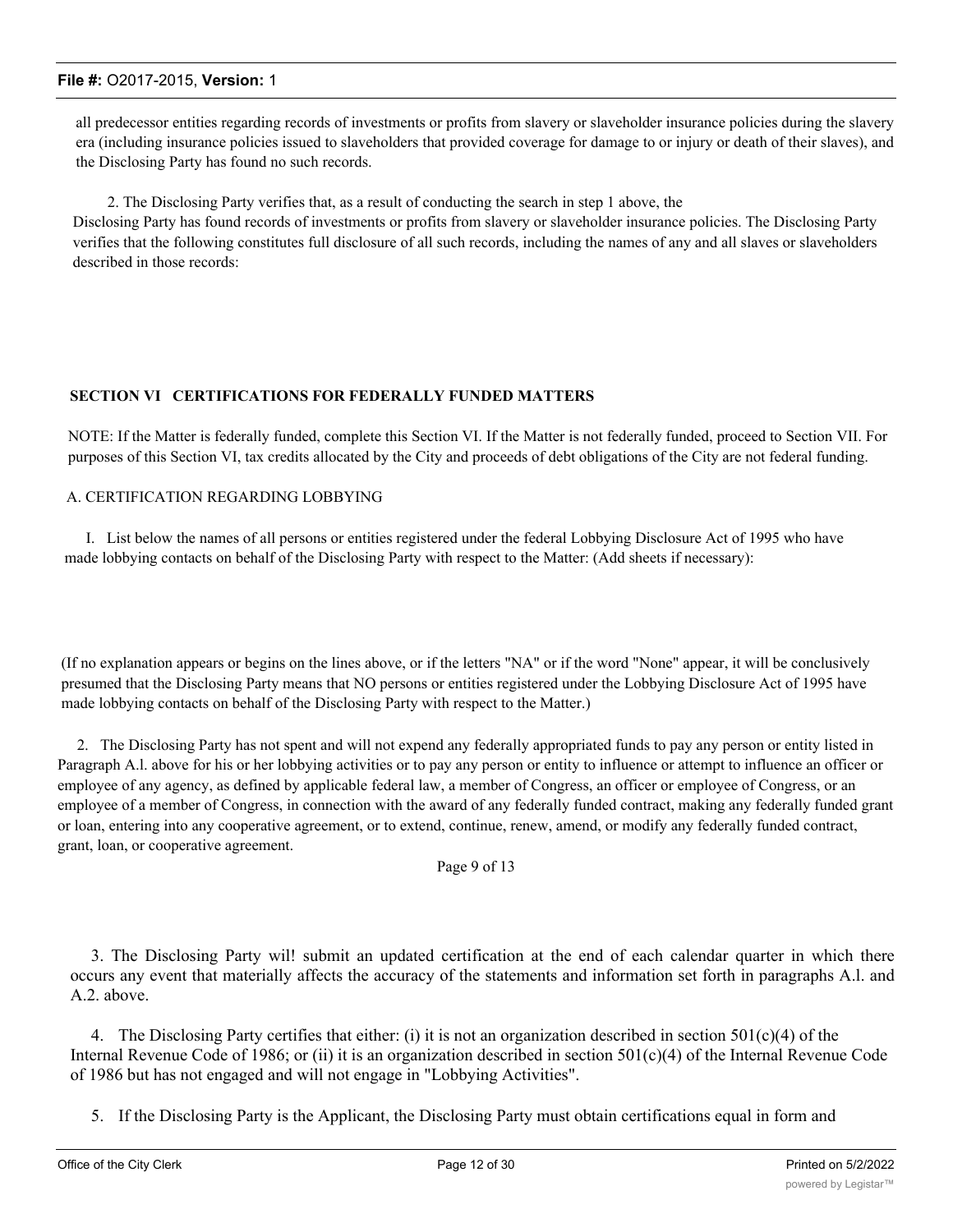all predecessor entities regarding records of investments or profits from slavery or slaveholder insurance policies during the slavery era (including insurance policies issued to slaveholders that provided coverage for damage to or injury or death of their slaves), and the Disclosing Party has found no such records.

2. The Disclosing Party verifies that, as a result of conducting the search in step 1 above, the Disclosing Party has found records of investments or profits from slavery or slaveholder insurance policies. The Disclosing Party verifies that the following constitutes full disclosure of all such records, including the names of any and all slaves or slaveholders described in those records:

## SECTION VI CERTIFICATIONS FOR FEDERALLY FUNDED MATTERS

NOTE: If the Matter is federally funded, complete this Section VI. If the Matter is not federally funded, proceed to Section VII. For purposes of this Section VI, tax credits allocated by the City and proceeds of debt obligations of the City are not federal funding.

A. CERTIFICATION REGARDING LOBBYING

I. List below the names of all persons or entities registered under the federal Lobbying Disclosure Act of 1995 who have made lobbying contacts on behalf of the Disclosing Party with respect to the Matter: (Add sheets if necessary):

(If no explanation appears or begins on the lines above, or if the letters "NA" or if the word "None" appear, it will be conclusively presumed that the Disclosing Party means that NO persons or entities registered under the Lobbying Disclosure Act of 1995 have made lobbying contacts on behalf of the Disclosing Party with respect to the Matter.)

2. The Disclosing Party has not spent and will not expend any federally appropriated funds to pay any person or entity listed in Paragraph A.l. above for his or her lobbying activities or to pay any person or entity to influence or attempt to influence an officer or employee of any agency, as defined by applicable federal law, a member of Congress, an officer or employee of Congress, or an employee of a member of Congress, in connection with the award of any federally funded contract, making any federally funded grant or loan, entering into any cooperative agreement, or to extend, continue, renew, amend, or modify any federally funded contract, grant, loan, or cooperative agreement.

3. The Disclosing Party wil! submit an updated certification at the end of each calendar quarter in which there occurs any event that materially affects the accuracy of the statements and information set forth in paragraphs A.l. and A.2. above.

4. The Disclosing Party certifies that either: (i) it is not an organization described in section 501(c)(4) of the Internal Revenue Code of 1986; or (ii) it is an organization described in section 501(c)(4) of the Internal Revenue Code of 1986 but has not engaged and will not engage in "Lobbying Activities".

5. If the Disclosing Party is the Applicant, the Disclosing Party must obtain certifications equal in form and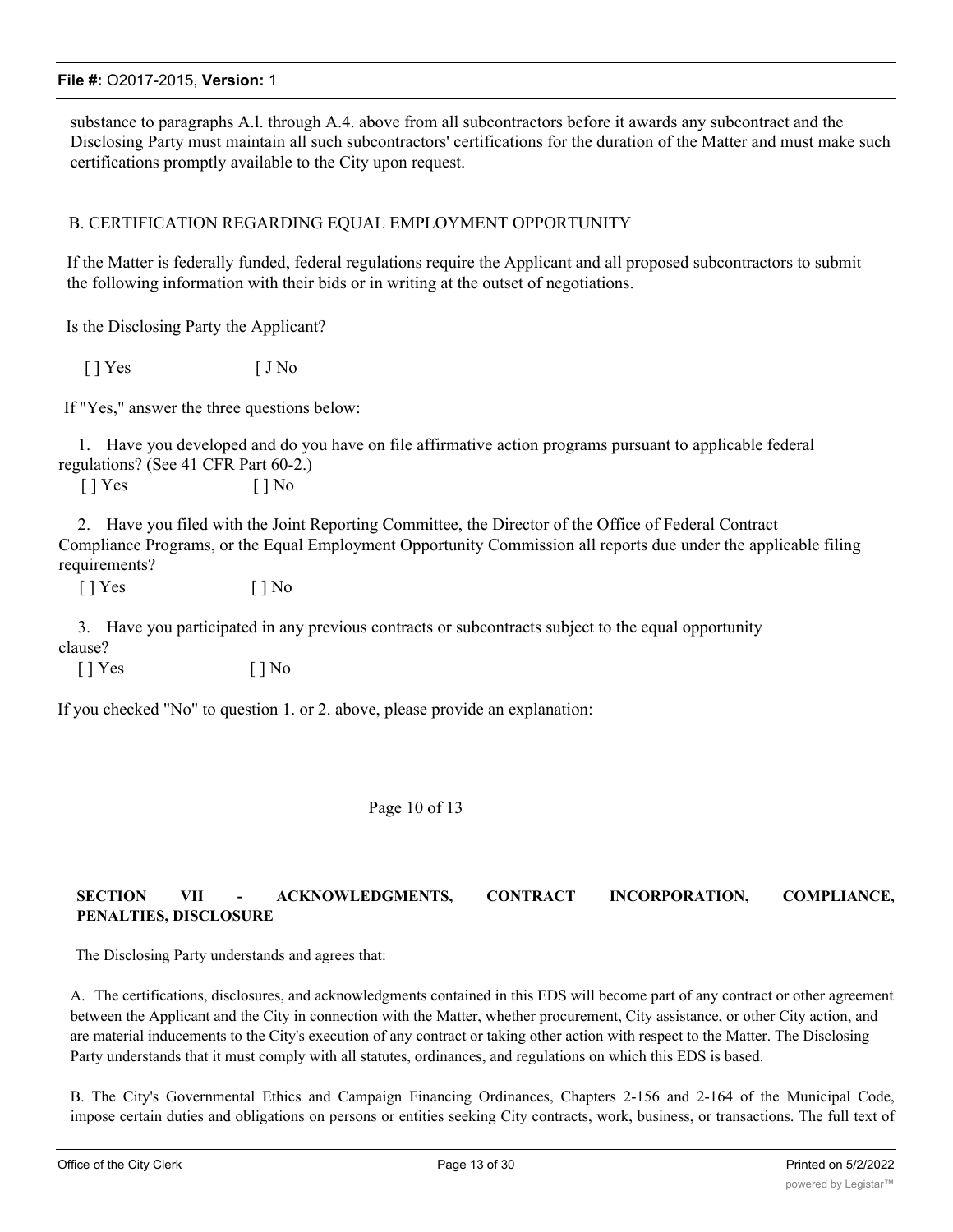substance to paragraphs A.l. through A.4. above from all subcontractors before it awards any subcontract and the Disclosing Party must maintain all such subcontractors' certifications for the duration of the Matter and must make such certifications promptly available to the City upon request.

B. CERTIFICATION REGARDING EQUAL EMPLOYMENT OPPORTUNITY

If the Matter is federally funded, federal regulations require the Applicant and all proposed subcontractors to submit the following information with their bids or in writing at the outset of negotiations.

Is the Disclosing Party the Applicant?

[ ] Yes [ J No

If "Yes," answer the three questions below:

1. Have you developed and do you have on file affirmative action programs pursuant to applicable federal regulations? (See 41 CFR Part 60-2.)

[ ] Yes [ ] No

2. Have you filed with the Joint Reporting Committee, the Director of the Office of Federal Contract Compliance Programs, or the Equal Employment Opportunity Commission all reports due under the applicable filing requirements?

[ ] Yes [ ] No

3. Have you participated in any previous contracts or subcontracts subject to the equal opportunity clause?

[ ] Yes [ ] No

If you checked "No" to question 1. or 2. above, please provide an explanation:

Page 10 of 13

**SECTION VII - ACKNOWLEDGMENTS, CONTRACT INCORPORATION, COMPLIANCE, PENALTIES, DISCLOSURE**

The Disclosing Party understands and agrees that:

A. The certifications, disclosures, and acknowledgments contained in this EDS will become part of any contract or other agreement between the Applicant and the City in connection with the Matter, whether procurement, City assistance, or other City action, and are material inducements to the City's execution of any contract or taking other action with respect to the Matter. The Disclosing Party understands that it must comply with all statutes, ordinances, and regulations on which this EDS is based.

B. The City's Governmental Ethics and Campaign Financing Ordinances, Chapters 2-156 and 2-164 of the Municipal Code, impose certain duties and obligations on persons or entities seeking City contracts, work, business, or transactions. The full text of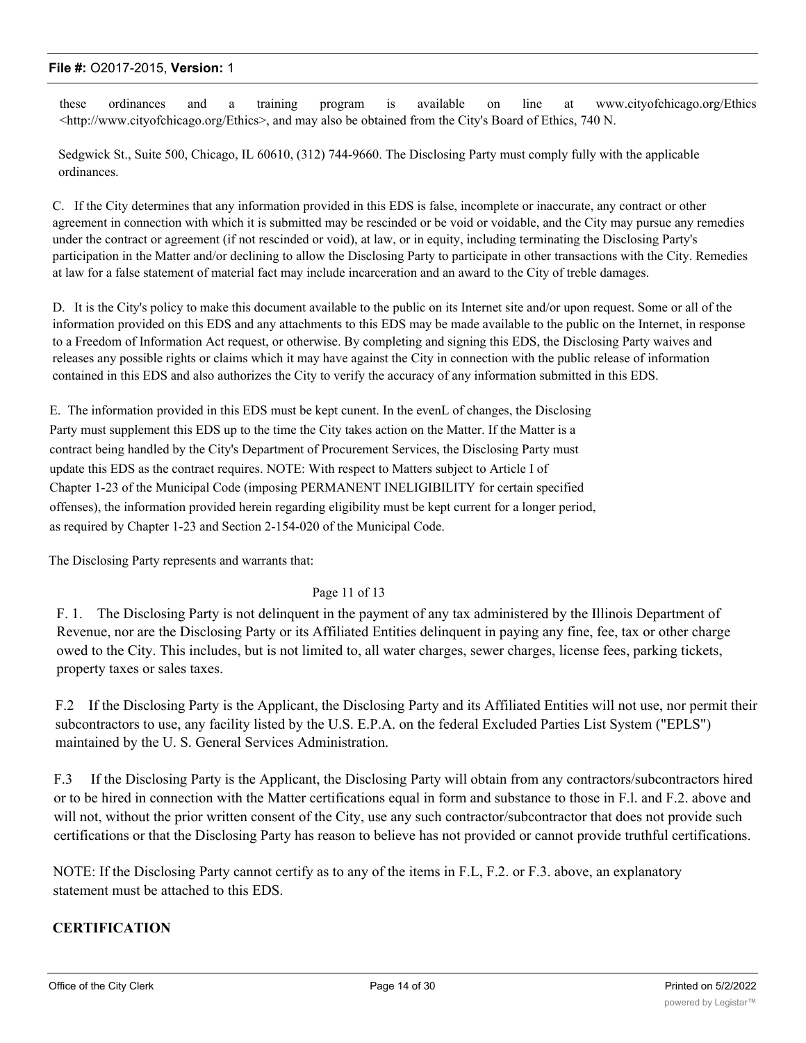these ordinances and a training program is available on line at www.cityofchicago.org/Ethics <http://www.cityofchicago.org/Ethics>, and may also be obtained from the City's Board of Ethics, 740 N.

Sedgwick St., Suite 500, Chicago, IL 60610, (312) 744-9660. The Disclosing Party must comply fully with the applicable ordinances.

C. If the City determines that any information provided in this EDS is false, incomplete or inaccurate, any contract or other agreement in connection with which it is submitted may be rescinded or be void or voidable, and the City may pursue any remedies under the contract or agreement (if not rescinded or void), at law, or in equity, including terminating the Disclosing Party's participation in the Matter and/or declining to allow the Disclosing Party to participate in other transactions with the City. Remedies at law for a false statement of material fact may include incarceration and an award to the City of treble damages.

D. It is the City's policy to make this document available to the public on its Internet site and/or upon request. Some or all of the information provided on this EDS and any attachments to this EDS may be made available to the public on the Internet, in response to a Freedom of Information Act request, or otherwise. By completing and signing this EDS, the Disclosing Party waives and releases any possible rights or claims which it may have against the City in connection with the public release of information contained in this EDS and also authorizes the City to verify the accuracy of any information submitted in this EDS.

E. The information provided in this EDS must be kept cunent. In the evenL of changes, the Disclosing Party must supplement this EDS up to the time the City takes action on the Matter. If the Matter is a contract being handled by the City's Department of Procurement Services, the Disclosing Party must update this EDS as the contract requires. NOTE: With respect to Matters subject to Article I of Chapter 1-23 of the Municipal Code (imposing PERMANENT INELIGIBILITY for certain specified offenses), the information provided herein regarding eligibility must be kept current for a longer period, as required by Chapter 1-23 and Section 2-154-020 of the Municipal Code.

The Disclosing Party represents and warrants that:

Page 11 of 13

F. 1. The Disclosing Party is not delinquent in the payment of any tax administered by the Illinois Department of Revenue, nor are the Disclosing Party or its Affiliated Entities delinquent in paying any fine, fee, tax or other charge owed to the City. This includes, but is not limited to, all water charges, sewer charges, license fees, parking tickets, property taxes or sales taxes.

F.2 If the Disclosing Party is the Applicant, the Disclosing Party and its Affiliated Entities will not use, nor permit their subcontractors to use, any facility listed by the U.S. E.P.A. on the federal Excluded Parties List System ("EPLS") maintained by the U. S. General Services Administration.

F.3 If the Disclosing Party is the Applicant, the Disclosing Party will obtain from any contractors/subcontractors hired or to be hired in connection with the Matter certifications equal in form and substance to those in F.l. and F.2. above and will not, without the prior written consent of the City, use any such contractor/subcontractor that does not provide such certifications or that the Disclosing Party has reason to believe has not provided or cannot provide truthful certifications.

NOTE: If the Disclosing Party cannot certify as to any of the items in F.L, F.2. or F.3. above, an explanatory statement must be attached to this EDS.

**CERTIFICATION**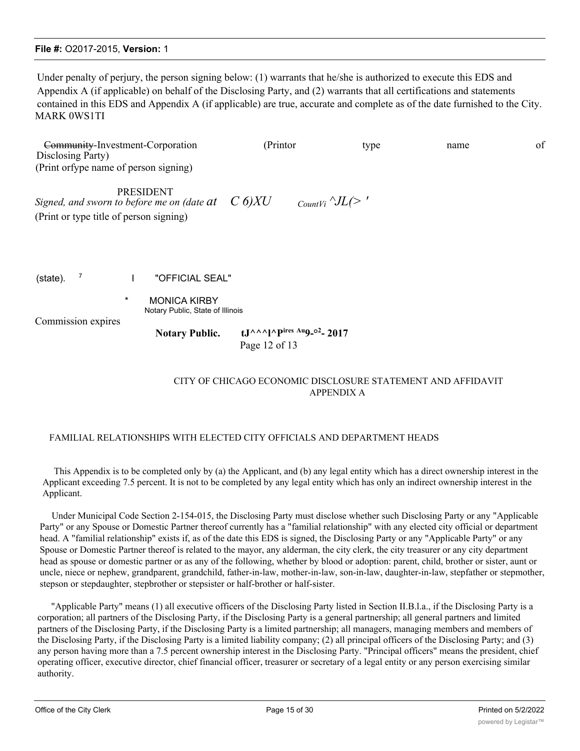Under penalty of perjury, the person signing below: (1) warrants that he/she is authorized to execute this EDS and Appendix A (if applicable) on behalf of the Disclosing Party, and (2) warrants that all certifications and statements contained in this EDS and Appendix A (if applicable) are true, accurate and complete as of the date furnished to the City. MARK 0WS1TI

~~Community~~-Investment-Corporation (Printor type name of Disclosing Party)
(Print orfype name of person signing)

PRESIDENT
*Signed, and sworn to before me on (date at C 6)XU* *CountVi ^JL(> '*
(Print or type title of person signing)

(state). 7 I "OFFICIAL SEAL"

\* MONICA KIRBY
Notary Public, State of Illinois

Commission expires

**Notary Public. tJ^^^l^Pires Au9-o2- 2017**
Page 12 of 13

CITY OF CHICAGO ECONOMIC DISCLOSURE STATEMENT AND AFFIDAVIT
APPENDIX A

FAMILIAL RELATIONSHIPS WITH ELECTED CITY OFFICIALS AND DEPARTMENT HEADS

This Appendix is to be completed only by (a) the Applicant, and (b) any legal entity which has a direct ownership interest in the Applicant exceeding 7.5 percent. It is not to be completed by any legal entity which has only an indirect ownership interest in the Applicant.

Under Municipal Code Section 2-154-015, the Disclosing Party must disclose whether such Disclosing Party or any "Applicable Party" or any Spouse or Domestic Partner thereof currently has a "familial relationship" with any elected city official or department head. A "familial relationship" exists if, as of the date this EDS is signed, the Disclosing Party or any "Applicable Party" or any Spouse or Domestic Partner thereof is related to the mayor, any alderman, the city clerk, the city treasurer or any city department head as spouse or domestic partner or as any of the following, whether by blood or adoption: parent, child, brother or sister, aunt or uncle, niece or nephew, grandparent, grandchild, father-in-law, mother-in-law, son-in-law, daughter-in-law, stepfather or stepmother, stepson or stepdaughter, stepbrother or stepsister or half-brother or half-sister.

"Applicable Party" means (1) all executive officers of the Disclosing Party listed in Section II.B.l.a., if the Disclosing Party is a corporation; all partners of the Disclosing Party, if the Disclosing Party is a general partnership; all general partners and limited partners of the Disclosing Party, if the Disclosing Party is a limited partnership; all managers, managing members and members of the Disclosing Party, if the Disclosing Party is a limited liability company; (2) all principal officers of the Disclosing Party; and (3) any person having more than a 7.5 percent ownership interest in the Disclosing Party. "Principal officers" means the president, chief operating officer, executive director, chief financial officer, treasurer or secretary of a legal entity or any person exercising similar authority.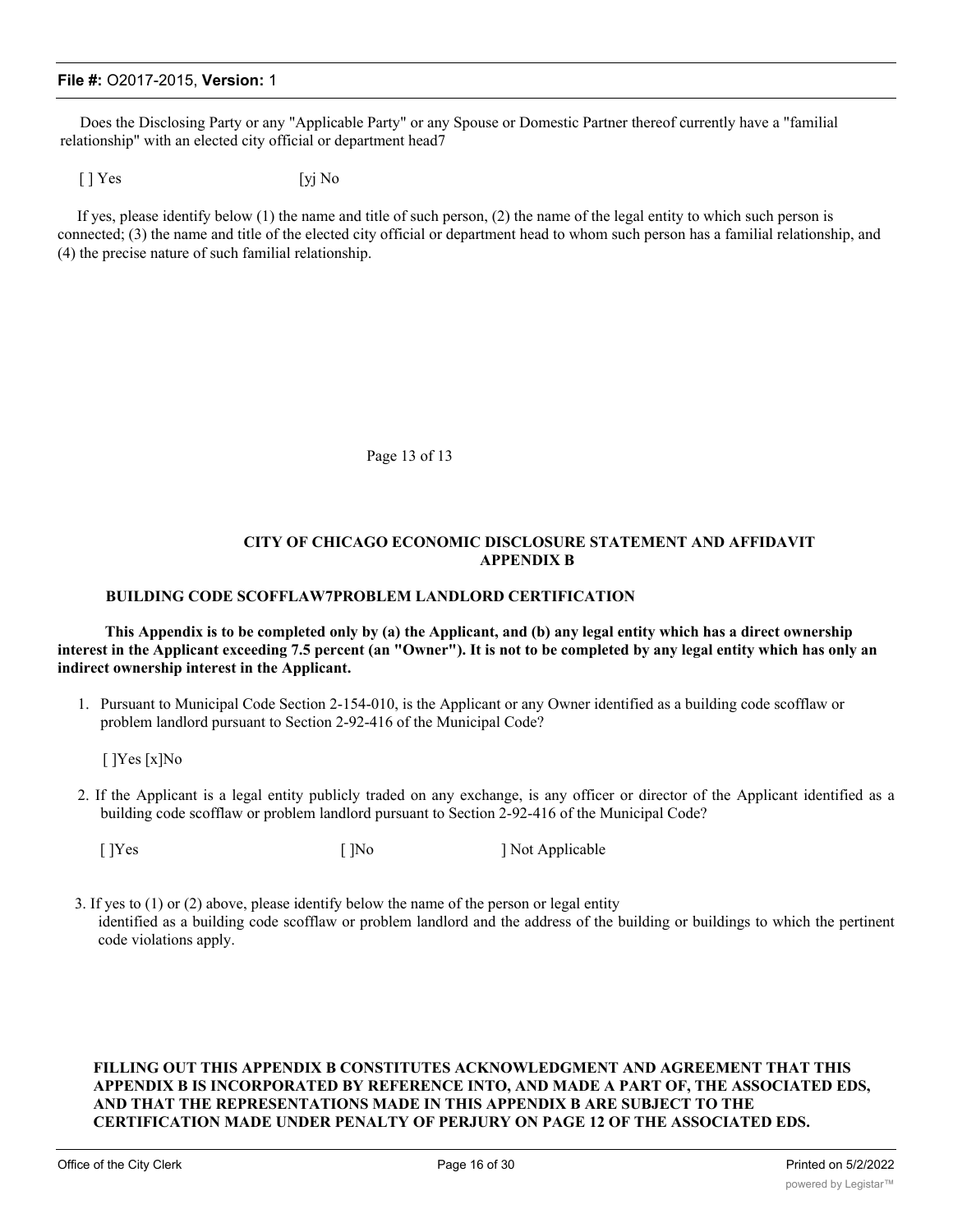Does the Disclosing Party or any "Applicable Party" or any Spouse or Domestic Partner thereof currently have a "familial relationship" with an elected city official or department head7

[ ] Yes [yj No

If yes, please identify below (1) the name and title of such person, (2) the name of the legal entity to which such person is connected; (3) the name and title of the elected city official or department head to whom such person has a familial relationship, and (4) the precise nature of such familial relationship.

Page 13 of 13

## CITY OF CHICAGO ECONOMIC DISCLOSURE STATEMENT AND AFFIDAVIT APPENDIX B

### BUILDING CODE SCOFFLAW7PROBLEM LANDLORD CERTIFICATION

**This Appendix is to be completed only by (a) the Applicant, and (b) any legal entity which has a direct ownership interest in the Applicant exceeding 7.5 percent (an "Owner"). It is not to be completed by any legal entity which has only an indirect ownership interest in the Applicant.**

1. Pursuant to Municipal Code Section 2-154-010, is the Applicant or any Owner identified as a building code scofflaw or problem landlord pursuant to Section 2-92-416 of the Municipal Code?

   [ ]Yes [x]No

2. If the Applicant is a legal entity publicly traded on any exchange, is any officer or director of the Applicant identified as a building code scofflaw or problem landlord pursuant to Section 2-92-416 of the Municipal Code?

   [ ]Yes [ ]No ] Not Applicable

3. If yes to (1) or (2) above, please identify below the name of the person or legal entity identified as a building code scofflaw or problem landlord and the address of the building or buildings to which the pertinent code violations apply.

**FILLING OUT THIS APPENDIX B CONSTITUTES ACKNOWLEDGMENT AND AGREEMENT THAT THIS APPENDIX B IS INCORPORATED BY REFERENCE INTO, AND MADE A PART OF, THE ASSOCIATED EDS, AND THAT THE REPRESENTATIONS MADE IN THIS APPENDIX B ARE SUBJECT TO THE CERTIFICATION MADE UNDER PENALTY OF PERJURY ON PAGE 12 OF THE ASSOCIATED EDS.**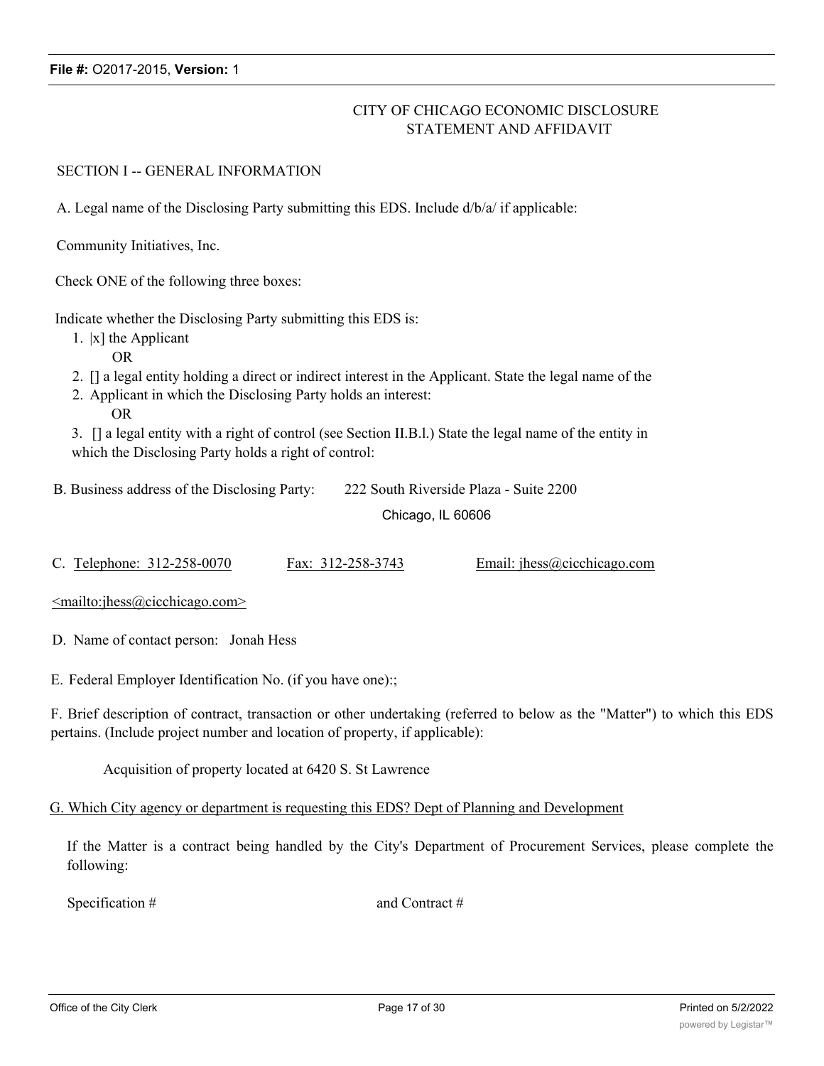CITY OF CHICAGO ECONOMIC DISCLOSURE STATEMENT AND AFFIDAVIT

SECTION I -- GENERAL INFORMATION

A. Legal name of the Disclosing Party submitting this EDS. Include d/b/a/ if applicable:

Community Initiatives, Inc.

Check ONE of the following three boxes:

Indicate whether the Disclosing Party submitting this EDS is:

1. |x] the Applicant
   OR
2. [] a legal entity holding a direct or indirect interest in the Applicant. State the legal name of the
2. Applicant in which the Disclosing Party holds an interest:
   OR
3. [] a legal entity with a right of control (see Section II.B.l.) State the legal name of the entity in which the Disclosing Party holds a right of control:

B. Business address of the Disclosing Party: 222 South Riverside Plaza - Suite 2200
Chicago, IL 60606

C. Telephone: 312-258-0070 Fax: 312-258-3743 Email: jhess@cicchicago.com

<mailto:jhess@cicchicago.com>

D. Name of contact person: Jonah Hess

E. Federal Employer Identification No. (if you have one):;

F. Brief description of contract, transaction or other undertaking (referred to below as the "Matter") to which this EDS pertains. (Include project number and location of property, if applicable):

Acquisition of property located at 6420 S. St Lawrence

G. Which City agency or department is requesting this EDS? Dept of Planning and Development

If the Matter is a contract being handled by the City's Department of Procurement Services, please complete the following:

Specification # and Contract #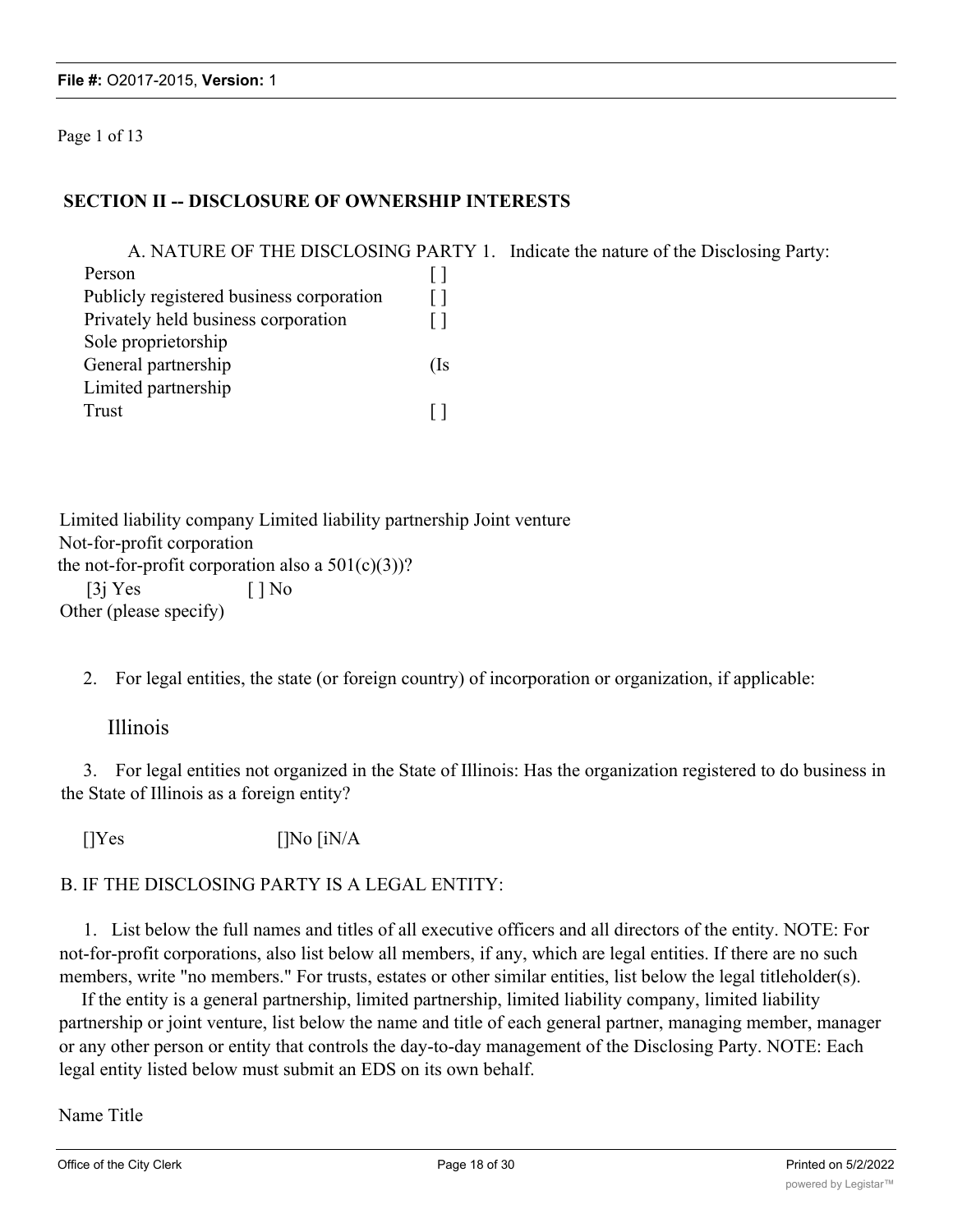Page 1 of 13

## SECTION II -- DISCLOSURE OF OWNERSHIP INTERESTS

A. NATURE OF THE DISCLOSING PARTY 1. Indicate the nature of the Disclosing Party:

| | |
|---|---|
| Person | [ ] |
| Publicly registered business corporation | [ ] |
| Privately held business corporation | [ ] |
| Sole proprietorship | |
| General partnership | (Is |
| Limited partnership | |
| Trust | [ ] |

Limited liability company Limited liability partnership Joint venture
Not-for-profit corporation
the not-for-profit corporation also a 501(c)(3))?
[3j Yes [ ] No
Other (please specify)

2. For legal entities, the state (or foreign country) of incorporation or organization, if applicable:

Illinois

3. For legal entities not organized in the State of Illinois: Has the organization registered to do business in the State of Illinois as a foreign entity?

[]Yes []No [iN/A

B. IF THE DISCLOSING PARTY IS A LEGAL ENTITY:

1. List below the full names and titles of all executive officers and all directors of the entity. NOTE: For not-for-profit corporations, also list below all members, if any, which are legal entities. If there are no such members, write "no members." For trusts, estates or other similar entities, list below the legal titleholder(s).

If the entity is a general partnership, limited partnership, limited liability company, limited liability partnership or joint venture, list below the name and title of each general partner, managing member, manager or any other person or entity that controls the day-to-day management of the Disclosing Party. NOTE: Each legal entity listed below must submit an EDS on its own behalf.

Name Title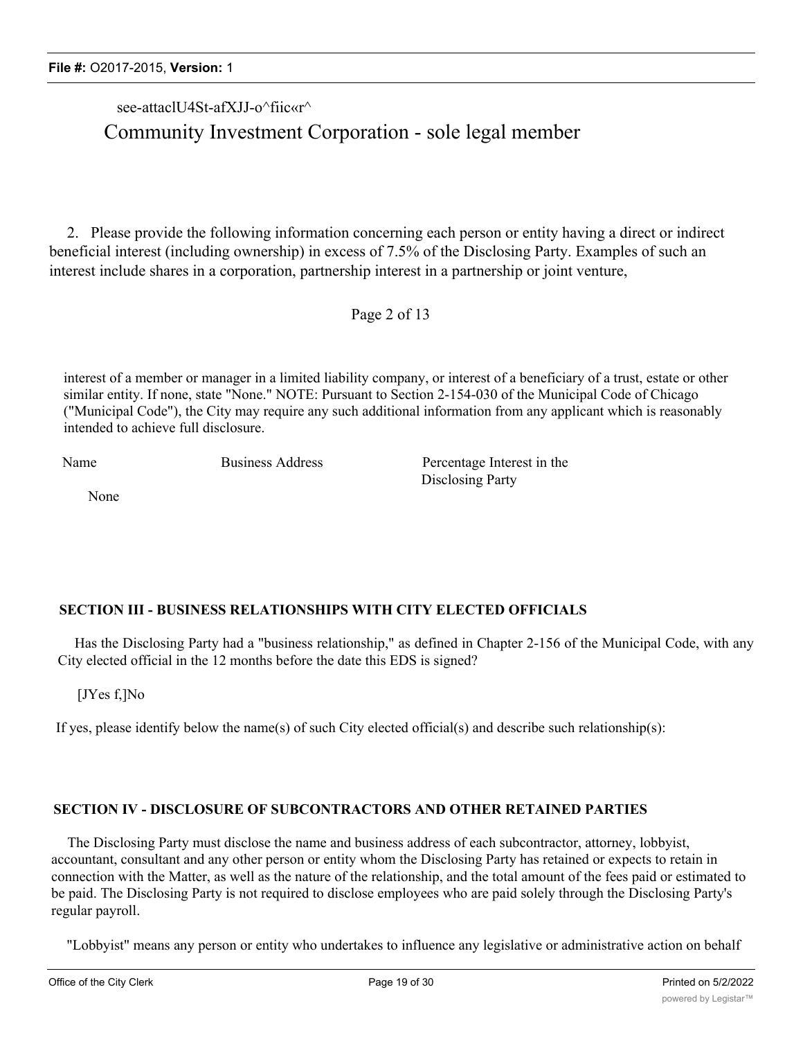see-attaclU4St-afXJJ-o^fiic«r^

Community Investment Corporation - sole legal member

2. Please provide the following information concerning each person or entity having a direct or indirect beneficial interest (including ownership) in excess of 7.5% of the Disclosing Party. Examples of such an interest include shares in a corporation, partnership interest in a partnership or joint venture,

interest of a member or manager in a limited liability company, or interest of a beneficiary of a trust, estate or other similar entity. If none, state "None." NOTE: Pursuant to Section 2-154-030 of the Municipal Code of Chicago ("Municipal Code"), the City may require any such additional information from any applicant which is reasonably intended to achieve full disclosure.

| Name | Business Address | Percentage Interest in the Disclosing Party |
|---|---|---|
| None | | |

## SECTION III - BUSINESS RELATIONSHIPS WITH CITY ELECTED OFFICIALS

Has the Disclosing Party had a "business relationship," as defined in Chapter 2-156 of the Municipal Code, with any City elected official in the 12 months before the date this EDS is signed?

[JYes f,]No

If yes, please identify below the name(s) of such City elected official(s) and describe such relationship(s):

## SECTION IV - DISCLOSURE OF SUBCONTRACTORS AND OTHER RETAINED PARTIES

The Disclosing Party must disclose the name and business address of each subcontractor, attorney, lobbyist, accountant, consultant and any other person or entity whom the Disclosing Party has retained or expects to retain in connection with the Matter, as well as the nature of the relationship, and the total amount of the fees paid or estimated to be paid. The Disclosing Party is not required to disclose employees who are paid solely through the Disclosing Party's regular payroll.

"Lobbyist" means any person or entity who undertakes to influence any legislative or administrative action on behalf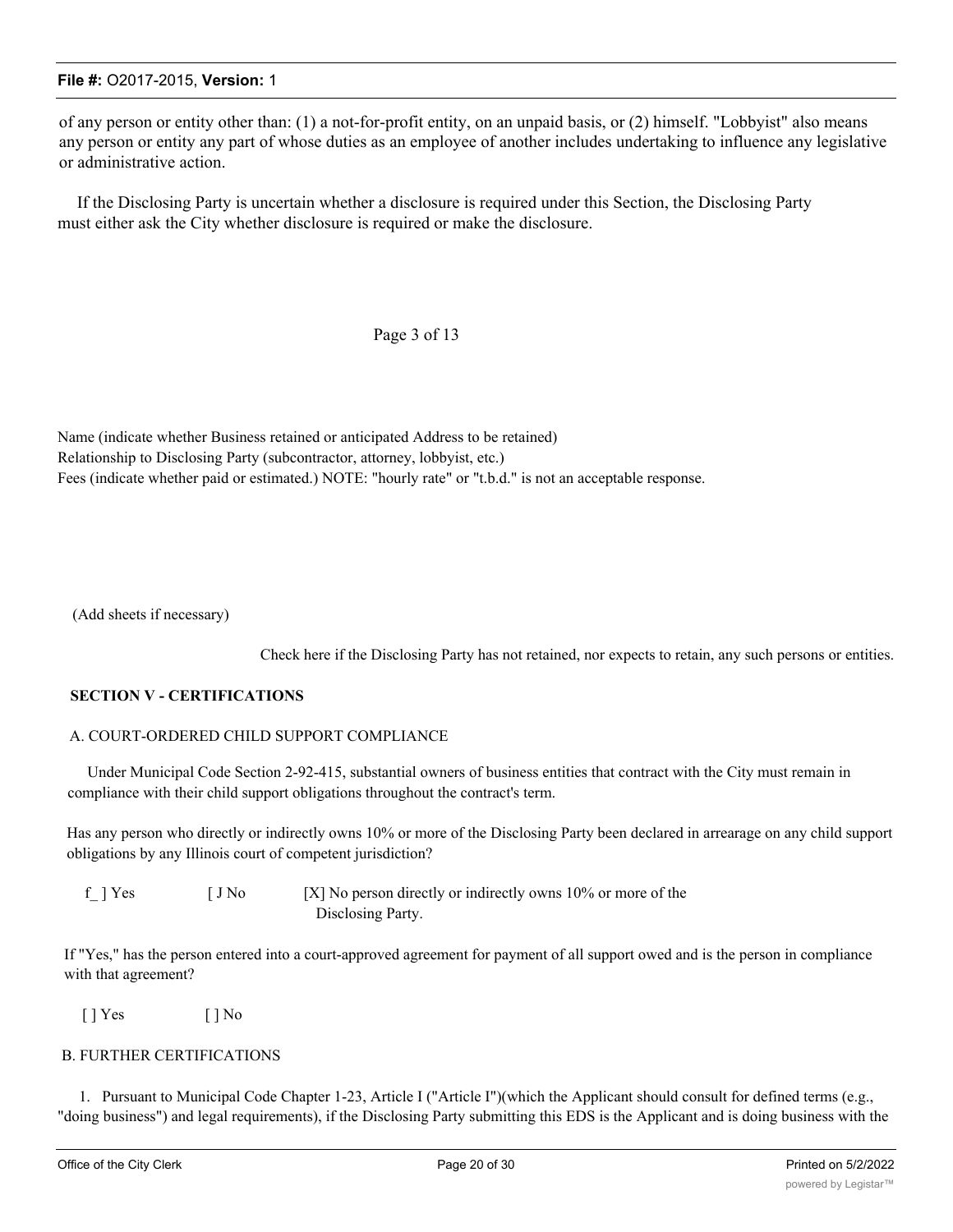of any person or entity other than: (1) a not-for-profit entity, on an unpaid basis, or (2) himself. "Lobbyist" also means any person or entity any part of whose duties as an employee of another includes undertaking to influence any legislative or administrative action.

If the Disclosing Party is uncertain whether a disclosure is required under this Section, the Disclosing Party must either ask the City whether disclosure is required or make the disclosure.

Page 3 of 13

Name (indicate whether Business retained or anticipated Address to be retained)
Relationship to Disclosing Party (subcontractor, attorney, lobbyist, etc.)
Fees (indicate whether paid or estimated.) NOTE: "hourly rate" or "t.b.d." is not an acceptable response.

(Add sheets if necessary)

Check here if the Disclosing Party has not retained, nor expects to retain, any such persons or entities.

**SECTION V - CERTIFICATIONS**

A. COURT-ORDERED CHILD SUPPORT COMPLIANCE

Under Municipal Code Section 2-92-415, substantial owners of business entities that contract with the City must remain in compliance with their child support obligations throughout the contract's term.

Has any person who directly or indirectly owns 10% or more of the Disclosing Party been declared in arrearage on any child support obligations by any Illinois court of competent jurisdiction?

f_ ] Yes [ J No [X] No person directly or indirectly owns 10% or more of the Disclosing Party.

If "Yes," has the person entered into a court-approved agreement for payment of all support owed and is the person in compliance with that agreement?

[ ] Yes [ ] No

B. FURTHER CERTIFICATIONS

1. Pursuant to Municipal Code Chapter 1-23, Article I ("Article I")(which the Applicant should consult for defined terms (e.g., "doing business") and legal requirements), if the Disclosing Party submitting this EDS is the Applicant and is doing business with the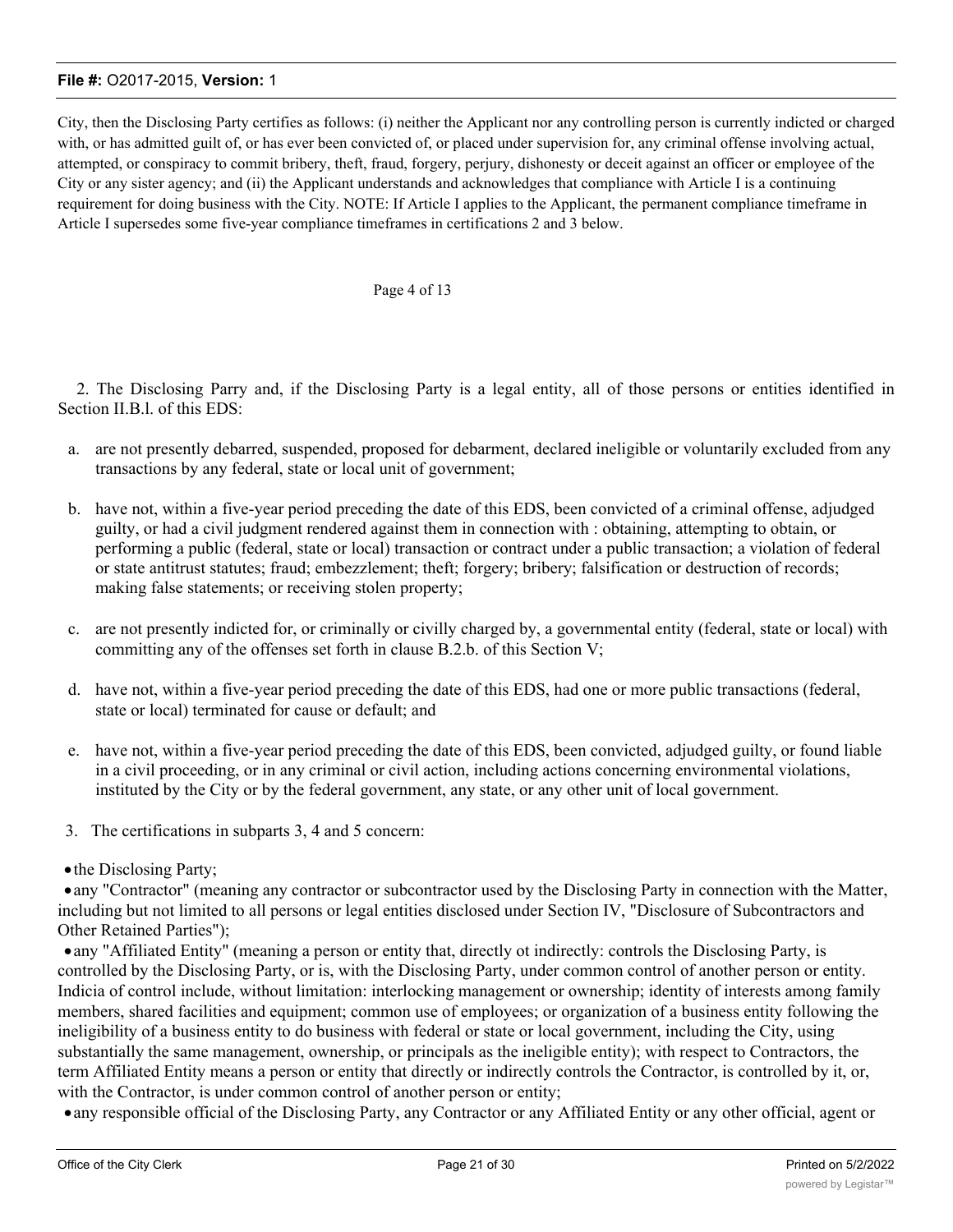City, then the Disclosing Party certifies as follows: (i) neither the Applicant nor any controlling person is currently indicted or charged with, or has admitted guilt of, or has ever been convicted of, or placed under supervision for, any criminal offense involving actual, attempted, or conspiracy to commit bribery, theft, fraud, forgery, perjury, dishonesty or deceit against an officer or employee of the City or any sister agency; and (ii) the Applicant understands and acknowledges that compliance with Article I is a continuing requirement for doing business with the City. NOTE: If Article I applies to the Applicant, the permanent compliance timeframe in Article I supersedes some five-year compliance timeframes in certifications 2 and 3 below.

Page 4 of 13

2. The Disclosing Parry and, if the Disclosing Party is a legal entity, all of those persons or entities identified in Section II.B.l. of this EDS:

a. are not presently debarred, suspended, proposed for debarment, declared ineligible or voluntarily excluded from any transactions by any federal, state or local unit of government;

b. have not, within a five-year period preceding the date of this EDS, been convicted of a criminal offense, adjudged guilty, or had a civil judgment rendered against them in connection with : obtaining, attempting to obtain, or performing a public (federal, state or local) transaction or contract under a public transaction; a violation of federal or state antitrust statutes; fraud; embezzlement; theft; forgery; bribery; falsification or destruction of records; making false statements; or receiving stolen property;

c. are not presently indicted for, or criminally or civilly charged by, a governmental entity (federal, state or local) with committing any of the offenses set forth in clause B.2.b. of this Section V;

d. have not, within a five-year period preceding the date of this EDS, had one or more public transactions (federal, state or local) terminated for cause or default; and

e. have not, within a five-year period preceding the date of this EDS, been convicted, adjudged guilty, or found liable in a civil proceeding, or in any criminal or civil action, including actions concerning environmental violations, instituted by the City or by the federal government, any state, or any other unit of local government.

3. The certifications in subparts 3, 4 and 5 concern:

- the Disclosing Party;
- any "Contractor" (meaning any contractor or subcontractor used by the Disclosing Party in connection with the Matter, including but not limited to all persons or legal entities disclosed under Section IV, "Disclosure of Subcontractors and Other Retained Parties");
- any "Affiliated Entity" (meaning a person or entity that, directly ot indirectly: controls the Disclosing Party, is controlled by the Disclosing Party, or is, with the Disclosing Party, under common control of another person or entity. Indicia of control include, without limitation: interlocking management or ownership; identity of interests among family members, shared facilities and equipment; common use of employees; or organization of a business entity following the ineligibility of a business entity to do business with federal or state or local government, including the City, using substantially the same management, ownership, or principals as the ineligible entity); with respect to Contractors, the term Affiliated Entity means a person or entity that directly or indirectly controls the Contractor, is controlled by it, or, with the Contractor, is under common control of another person or entity;
- any responsible official of the Disclosing Party, any Contractor or any Affiliated Entity or any other official, agent or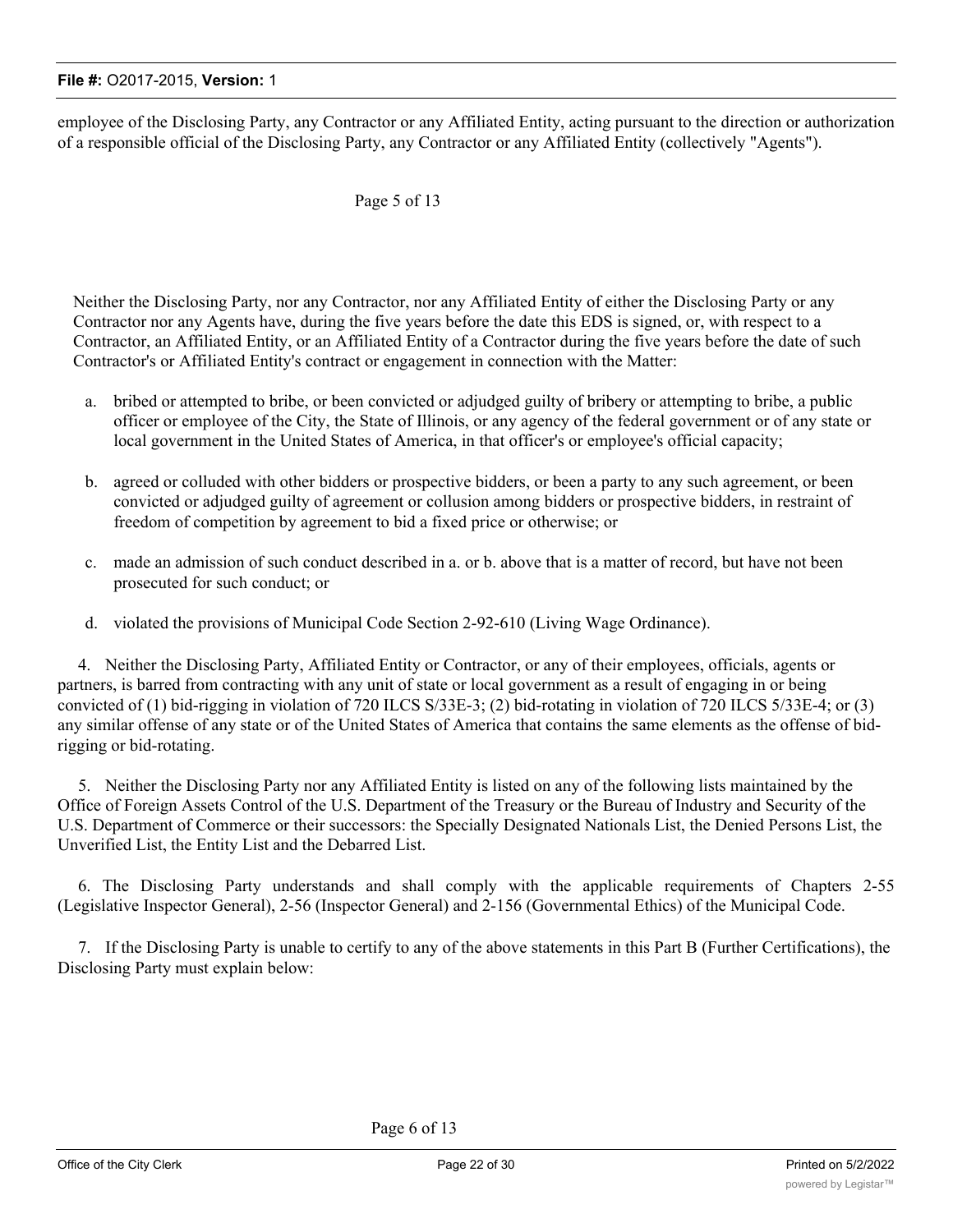employee of the Disclosing Party, any Contractor or any Affiliated Entity, acting pursuant to the direction or authorization of a responsible official of the Disclosing Party, any Contractor or any Affiliated Entity (collectively "Agents").

Neither the Disclosing Party, nor any Contractor, nor any Affiliated Entity of either the Disclosing Party or any Contractor nor any Agents have, during the five years before the date this EDS is signed, or, with respect to a Contractor, an Affiliated Entity, or an Affiliated Entity of a Contractor during the five years before the date of such Contractor's or Affiliated Entity's contract or engagement in connection with the Matter:

a. bribed or attempted to bribe, or been convicted or adjudged guilty of bribery or attempting to bribe, a public officer or employee of the City, the State of Illinois, or any agency of the federal government or of any state or local government in the United States of America, in that officer's or employee's official capacity;

b. agreed or colluded with other bidders or prospective bidders, or been a party to any such agreement, or been convicted or adjudged guilty of agreement or collusion among bidders or prospective bidders, in restraint of freedom of competition by agreement to bid a fixed price or otherwise; or

c. made an admission of such conduct described in a. or b. above that is a matter of record, but have not been prosecuted for such conduct; or

d. violated the provisions of Municipal Code Section 2-92-610 (Living Wage Ordinance).

4. Neither the Disclosing Party, Affiliated Entity or Contractor, or any of their employees, officials, agents or partners, is barred from contracting with any unit of state or local government as a result of engaging in or being convicted of (1) bid-rigging in violation of 720 ILCS S/33E-3; (2) bid-rotating in violation of 720 ILCS 5/33E-4; or (3) any similar offense of any state or of the United States of America that contains the same elements as the offense of bid-rigging or bid-rotating.

5. Neither the Disclosing Party nor any Affiliated Entity is listed on any of the following lists maintained by the Office of Foreign Assets Control of the U.S. Department of the Treasury or the Bureau of Industry and Security of the U.S. Department of Commerce or their successors: the Specially Designated Nationals List, the Denied Persons List, the Unverified List, the Entity List and the Debarred List.

6. The Disclosing Party understands and shall comply with the applicable requirements of Chapters 2-55 (Legislative Inspector General), 2-56 (Inspector General) and 2-156 (Governmental Ethics) of the Municipal Code.

7. If the Disclosing Party is unable to certify to any of the above statements in this Part B (Further Certifications), the Disclosing Party must explain below: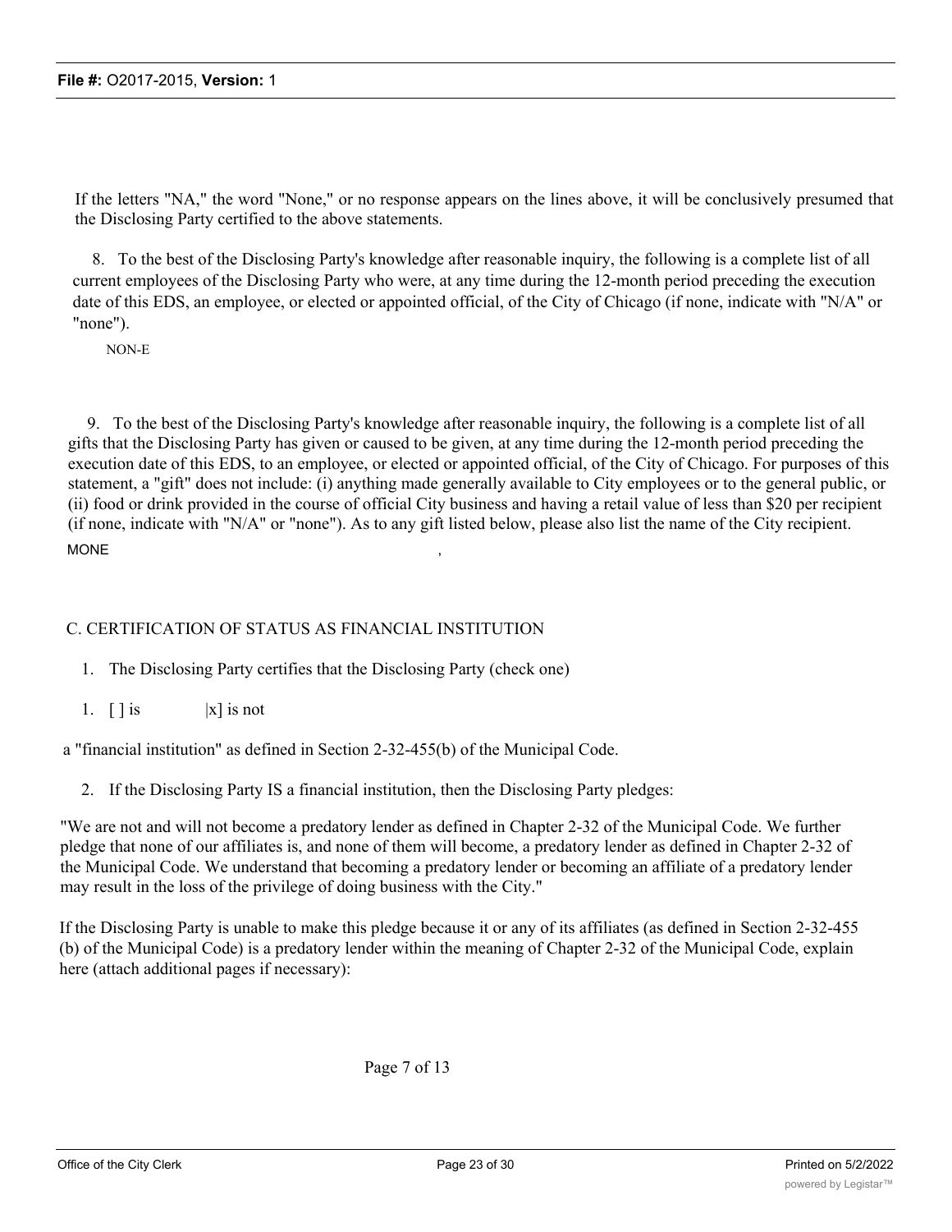If the letters "NA," the word "None," or no response appears on the lines above, it will be conclusively presumed that the Disclosing Party certified to the above statements.

8. To the best of the Disclosing Party's knowledge after reasonable inquiry, the following is a complete list of all current employees of the Disclosing Party who were, at any time during the 12-month period preceding the execution date of this EDS, an employee, or elected or appointed official, of the City of Chicago (if none, indicate with "N/A" or "none").

NON-E

9. To the best of the Disclosing Party's knowledge after reasonable inquiry, the following is a complete list of all gifts that the Disclosing Party has given or caused to be given, at any time during the 12-month period preceding the execution date of this EDS, to an employee, or elected or appointed official, of the City of Chicago. For purposes of this statement, a "gift" does not include: (i) anything made generally available to City employees or to the general public, or (ii) food or drink provided in the course of official City business and having a retail value of less than $20 per recipient (if none, indicate with "N/A" or "none"). As to any gift listed below, please also list the name of the City recipient.

MONE ,

C. CERTIFICATION OF STATUS AS FINANCIAL INSTITUTION

1. The Disclosing Party certifies that the Disclosing Party (check one)

1. [ ] is |x] is not

a "financial institution" as defined in Section 2-32-455(b) of the Municipal Code.

2. If the Disclosing Party IS a financial institution, then the Disclosing Party pledges:

"We are not and will not become a predatory lender as defined in Chapter 2-32 of the Municipal Code. We further pledge that none of our affiliates is, and none of them will become, a predatory lender as defined in Chapter 2-32 of the Municipal Code. We understand that becoming a predatory lender or becoming an affiliate of a predatory lender may result in the loss of the privilege of doing business with the City."

If the Disclosing Party is unable to make this pledge because it or any of its affiliates (as defined in Section 2-32-455 (b) of the Municipal Code) is a predatory lender within the meaning of Chapter 2-32 of the Municipal Code, explain here (attach additional pages if necessary):

Page 7 of 13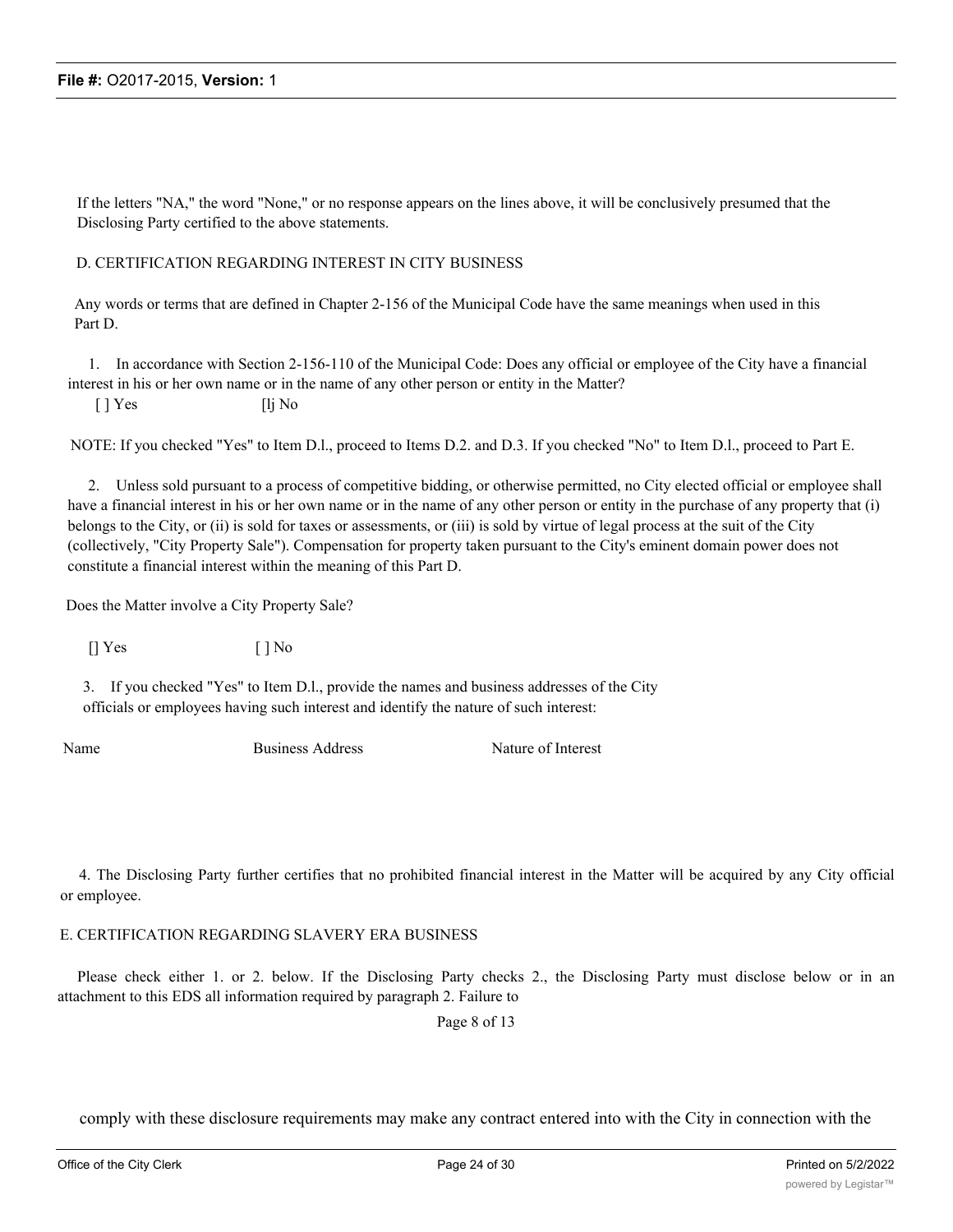If the letters "NA," the word "None," or no response appears on the lines above, it will be conclusively presumed that the Disclosing Party certified to the above statements.

D. CERTIFICATION REGARDING INTEREST IN CITY BUSINESS

Any words or terms that are defined in Chapter 2-156 of the Municipal Code have the same meanings when used in this Part D.

1. In accordance with Section 2-156-110 of the Municipal Code: Does any official or employee of the City have a financial interest in his or her own name or in the name of any other person or entity in the Matter?

[ ] Yes [lj No

NOTE: If you checked "Yes" to Item D.l., proceed to Items D.2. and D.3. If you checked "No" to Item D.l., proceed to Part E.

2. Unless sold pursuant to a process of competitive bidding, or otherwise permitted, no City elected official or employee shall have a financial interest in his or her own name or in the name of any other person or entity in the purchase of any property that (i) belongs to the City, or (ii) is sold for taxes or assessments, or (iii) is sold by virtue of legal process at the suit of the City (collectively, "City Property Sale"). Compensation for property taken pursuant to the City's eminent domain power does not constitute a financial interest within the meaning of this Part D.

Does the Matter involve a City Property Sale?

[] Yes [ ] No

3. If you checked "Yes" to Item D.l., provide the names and business addresses of the City officials or employees having such interest and identify the nature of such interest:

| Name | Business Address | Nature of Interest |
| --- | --- | --- |

4. The Disclosing Party further certifies that no prohibited financial interest in the Matter will be acquired by any City official or employee.

E. CERTIFICATION REGARDING SLAVERY ERA BUSINESS

Please check either 1. or 2. below. If the Disclosing Party checks 2., the Disclosing Party must disclose below or in an attachment to this EDS all information required by paragraph 2. Failure to

comply with these disclosure requirements may make any contract entered into with the City in connection with the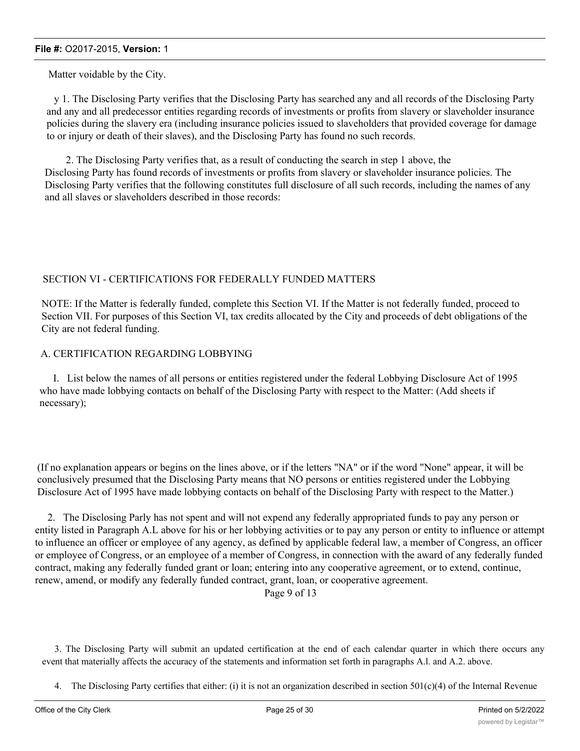Matter voidable by the City.

y 1. The Disclosing Party verifies that the Disclosing Party has searched any and all records of the Disclosing Party and any and all predecessor entities regarding records of investments or profits from slavery or slaveholder insurance policies during the slavery era (including insurance policies issued to slaveholders that provided coverage for damage to or injury or death of their slaves), and the Disclosing Party has found no such records.

2. The Disclosing Party verifies that, as a result of conducting the search in step 1 above, the Disclosing Party has found records of investments or profits from slavery or slaveholder insurance policies. The Disclosing Party verifies that the following constitutes full disclosure of all such records, including the names of any and all slaves or slaveholders described in those records:

## SECTION VI - CERTIFICATIONS FOR FEDERALLY FUNDED MATTERS

NOTE: If the Matter is federally funded, complete this Section VI. If the Matter is not federally funded, proceed to Section VII. For purposes of this Section VI, tax credits allocated by the City and proceeds of debt obligations of the City are not federal funding.

### A. CERTIFICATION REGARDING LOBBYING

I. List below the names of all persons or entities registered under the federal Lobbying Disclosure Act of 1995 who have made lobbying contacts on behalf of the Disclosing Party with respect to the Matter: (Add sheets if necessary);

(If no explanation appears or begins on the lines above, or if the letters "NA" or if the word "None" appear, it will be conclusively presumed that the Disclosing Party means that NO persons or entities registered under the Lobbying Disclosure Act of 1995 have made lobbying contacts on behalf of the Disclosing Party with respect to the Matter.)

2. The Disclosing Parly has not spent and will not expend any federally appropriated funds to pay any person or entity listed in Paragraph A.L above for his or her lobbying activities or to pay any person or entity to influence or attempt to influence an officer or employee of any agency, as defined by applicable federal law, a member of Congress, an officer or employee of Congress, or an employee of a member of Congress, in connection with the award of any federally funded contract, making any federally funded grant or loan; entering into any cooperative agreement, or to extend, continue, renew, amend, or modify any federally funded contract, grant, loan, or cooperative agreement.

Page 9 of 13

3. The Disclosing Party will submit an updated certification at the end of each calendar quarter in which there occurs any event that materially affects the accuracy of the statements and information set forth in paragraphs A.l. and A.2. above.

4. The Disclosing Party certifies that either: (i) it is not an organization described in section 501(c)(4) of the Internal Revenue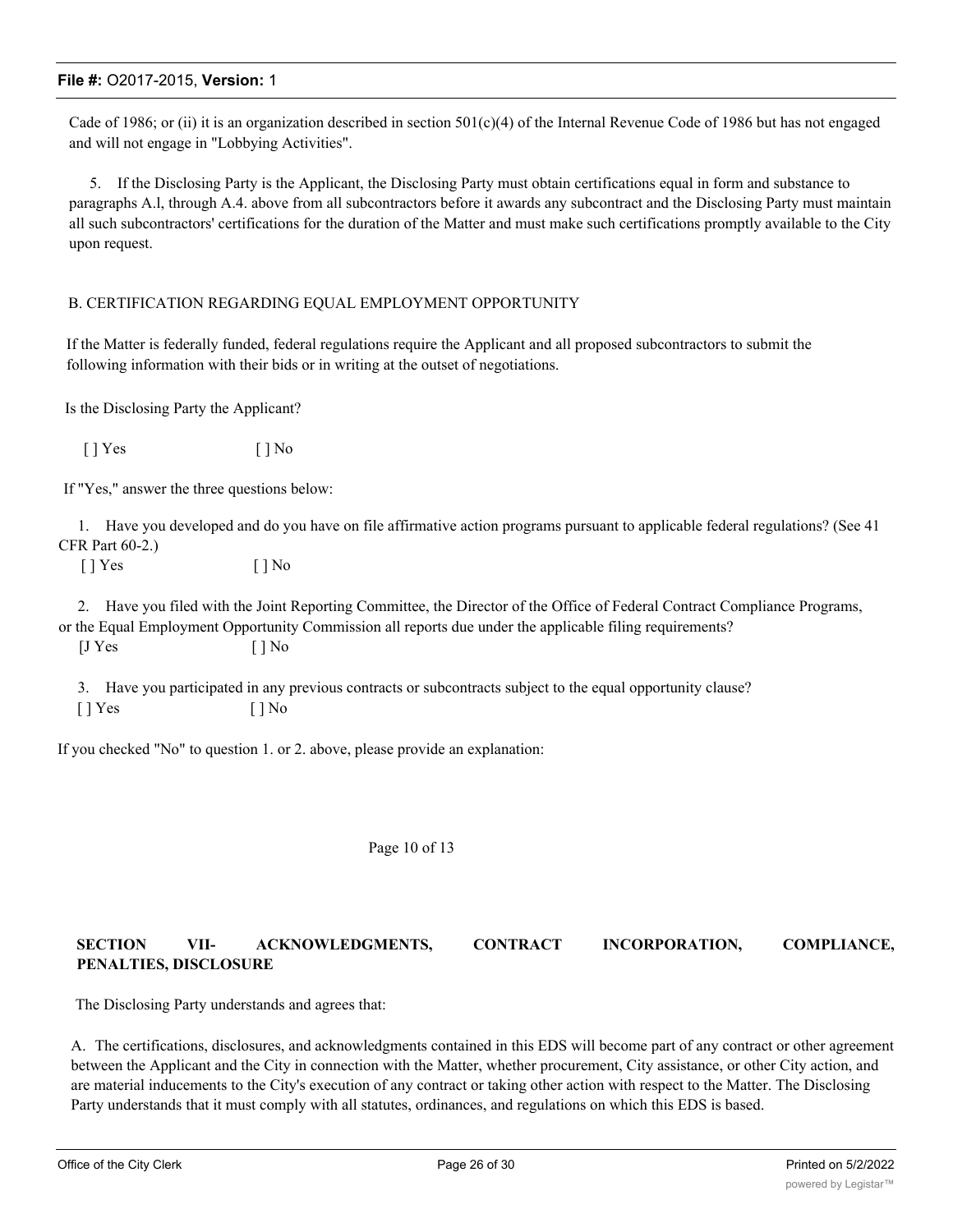Cade of 1986; or (ii) it is an organization described in section 501(c)(4) of the Internal Revenue Code of 1986 but has not engaged and will not engage in "Lobbying Activities".

5. If the Disclosing Party is the Applicant, the Disclosing Party must obtain certifications equal in form and substance to paragraphs A.l, through A.4. above from all subcontractors before it awards any subcontract and the Disclosing Party must maintain all such subcontractors' certifications for the duration of the Matter and must make such certifications promptly available to the City upon request.

B. CERTIFICATION REGARDING EQUAL EMPLOYMENT OPPORTUNITY

If the Matter is federally funded, federal regulations require the Applicant and all proposed subcontractors to submit the following information with their bids or in writing at the outset of negotiations.

Is the Disclosing Party the Applicant?

[ ] Yes [ ] No

If "Yes," answer the three questions below:

1. Have you developed and do you have on file affirmative action programs pursuant to applicable federal regulations? (See 41 CFR Part 60-2.)

[ ] Yes [ ] No

2. Have you filed with the Joint Reporting Committee, the Director of the Office of Federal Contract Compliance Programs, or the Equal Employment Opportunity Commission all reports due under the applicable filing requirements?

[J Yes [ ] No

3. Have you participated in any previous contracts or subcontracts subject to the equal opportunity clause?

[ ] Yes [ ] No

If you checked "No" to question 1. or 2. above, please provide an explanation:

Page 10 of 13

**SECTION VII- ACKNOWLEDGMENTS, CONTRACT INCORPORATION, COMPLIANCE, PENALTIES, DISCLOSURE**

The Disclosing Party understands and agrees that:

A. The certifications, disclosures, and acknowledgments contained in this EDS will become part of any contract or other agreement between the Applicant and the City in connection with the Matter, whether procurement, City assistance, or other City action, and are material inducements to the City's execution of any contract or taking other action with respect to the Matter. The Disclosing Party understands that it must comply with all statutes, ordinances, and regulations on which this EDS is based.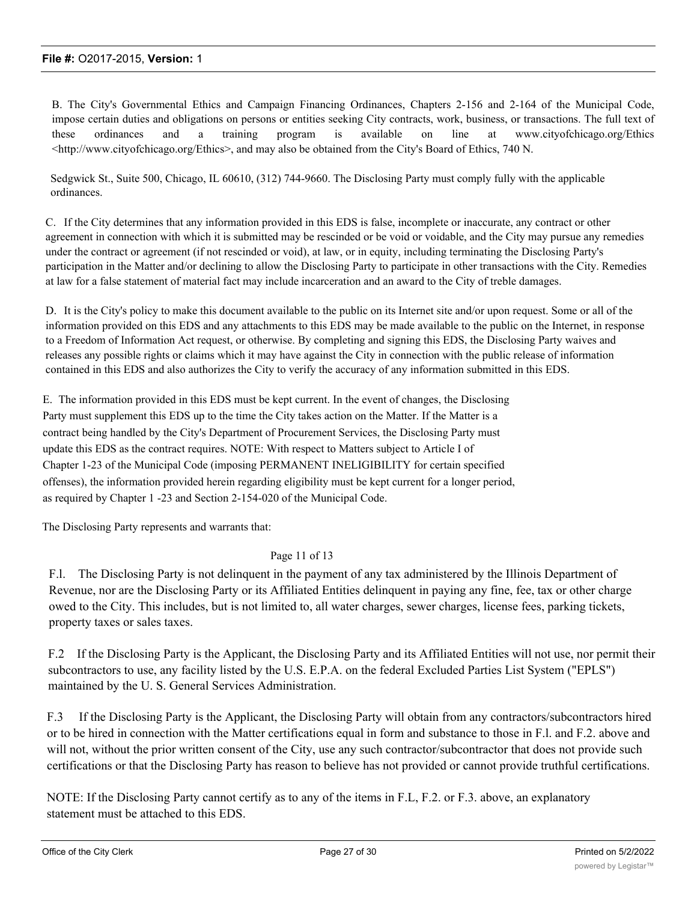B. The City's Governmental Ethics and Campaign Financing Ordinances, Chapters 2-156 and 2-164 of the Municipal Code, impose certain duties and obligations on persons or entities seeking City contracts, work, business, or transactions. The full text of these ordinances and a training program is available on line at www.cityofchicago.org/Ethics <http://www.cityofchicago.org/Ethics>, and may also be obtained from the City's Board of Ethics, 740 N.

Sedgwick St., Suite 500, Chicago, IL 60610, (312) 744-9660. The Disclosing Party must comply fully with the applicable ordinances.

C. If the City determines that any information provided in this EDS is false, incomplete or inaccurate, any contract or other agreement in connection with which it is submitted may be rescinded or be void or voidable, and the City may pursue any remedies under the contract or agreement (if not rescinded or void), at law, or in equity, including terminating the Disclosing Party's participation in the Matter and/or declining to allow the Disclosing Party to participate in other transactions with the City. Remedies at law for a false statement of material fact may include incarceration and an award to the City of treble damages.

D. It is the City's policy to make this document available to the public on its Internet site and/or upon request. Some or all of the information provided on this EDS and any attachments to this EDS may be made available to the public on the Internet, in response to a Freedom of Information Act request, or otherwise. By completing and signing this EDS, the Disclosing Party waives and releases any possible rights or claims which it may have against the City in connection with the public release of information contained in this EDS and also authorizes the City to verify the accuracy of any information submitted in this EDS.

E. The information provided in this EDS must be kept current. In the event of changes, the Disclosing Party must supplement this EDS up to the time the City takes action on the Matter. If the Matter is a contract being handled by the City's Department of Procurement Services, the Disclosing Party must update this EDS as the contract requires. NOTE: With respect to Matters subject to Article I of Chapter 1-23 of the Municipal Code (imposing PERMANENT INELIGIBILITY for certain specified offenses), the information provided herein regarding eligibility must be kept current for a longer period, as required by Chapter 1 -23 and Section 2-154-020 of the Municipal Code.

The Disclosing Party represents and warrants that:

Page 11 of 13

F.l. The Disclosing Party is not delinquent in the payment of any tax administered by the Illinois Department of Revenue, nor are the Disclosing Party or its Affiliated Entities delinquent in paying any fine, fee, tax or other charge owed to the City. This includes, but is not limited to, all water charges, sewer charges, license fees, parking tickets, property taxes or sales taxes.

F.2 If the Disclosing Party is the Applicant, the Disclosing Party and its Affiliated Entities will not use, nor permit their subcontractors to use, any facility listed by the U.S. E.P.A. on the federal Excluded Parties List System ("EPLS") maintained by the U. S. General Services Administration.

F.3 If the Disclosing Party is the Applicant, the Disclosing Party will obtain from any contractors/subcontractors hired or to be hired in connection with the Matter certifications equal in form and substance to those in F.l. and F.2. above and will not, without the prior written consent of the City, use any such contractor/subcontractor that does not provide such certifications or that the Disclosing Party has reason to believe has not provided or cannot provide truthful certifications.

NOTE: If the Disclosing Party cannot certify as to any of the items in F.L, F.2. or F.3. above, an explanatory statement must be attached to this EDS.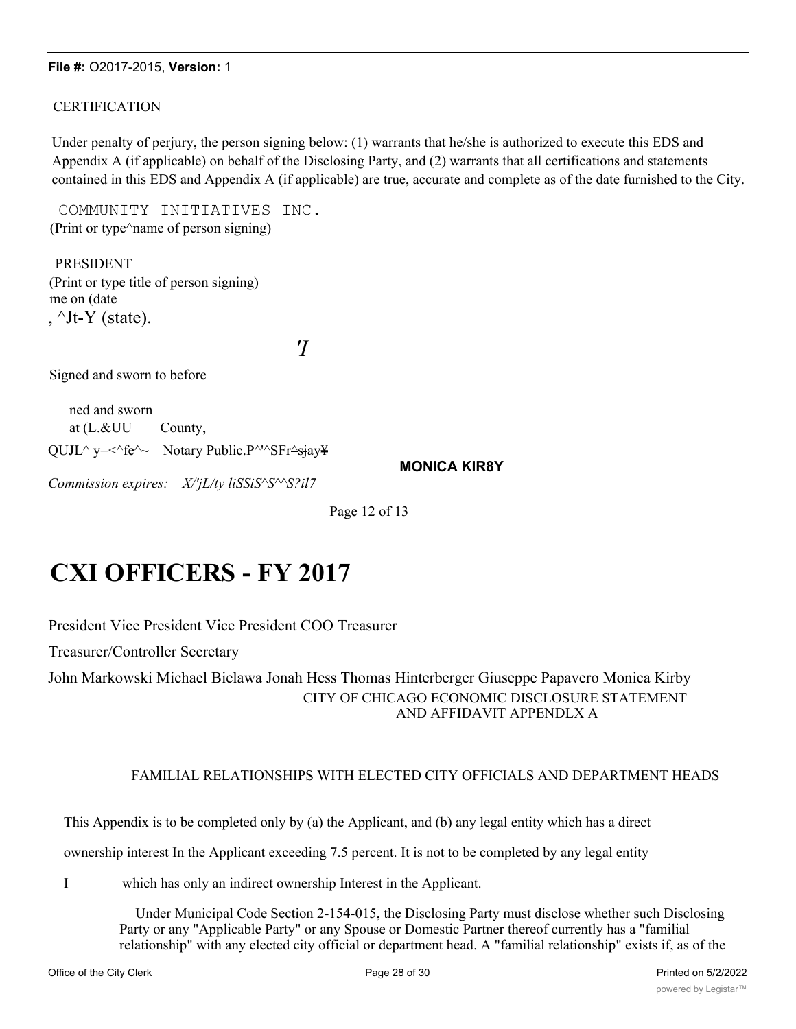CERTIFICATION

Under penalty of perjury, the person signing below: (1) warrants that he/she is authorized to execute this EDS and Appendix A (if applicable) on behalf of the Disclosing Party, and (2) warrants that all certifications and statements contained in this EDS and Appendix A (if applicable) are true, accurate and complete as of the date furnished to the City.

COMMUNITY INITIATIVES INC.
(Print or type^name of person signing)

PRESIDENT
(Print or type title of person signing)
me on (date
, ^Jt-Y (state).

'I

Signed and sworn to before

ned and sworn
at (L.&UU County,

QUJL^ y=<^fe^~ Notary Public.P^'^SFr^sjay¥

**MONICA KIR8Y**

*Commission expires: X/'jL/ty liSSiS^S^^S?il7*

Page 12 of 13

# CXI OFFICERS - FY 2017

President Vice President Vice President COO Treasurer

Treasurer/Controller Secretary

John Markowski Michael Bielawa Jonah Hess Thomas Hinterberger Giuseppe Papavero Monica Kirby

CITY OF CHICAGO ECONOMIC DISCLOSURE STATEMENT AND AFFIDAVIT APPENDLX A

FAMILIAL RELATIONSHIPS WITH ELECTED CITY OFFICIALS AND DEPARTMENT HEADS

This Appendix is to be completed only by (a) the Applicant, and (b) any legal entity which has a direct ownership interest In the Applicant exceeding 7.5 percent. It is not to be completed by any legal entity

I which has only an indirect ownership Interest in the Applicant.

Under Municipal Code Section 2-154-015, the Disclosing Party must disclose whether such Disclosing Party or any "Applicable Party" or any Spouse or Domestic Partner thereof currently has a "familial relationship" with any elected city official or department head. A "familial relationship" exists if, as of the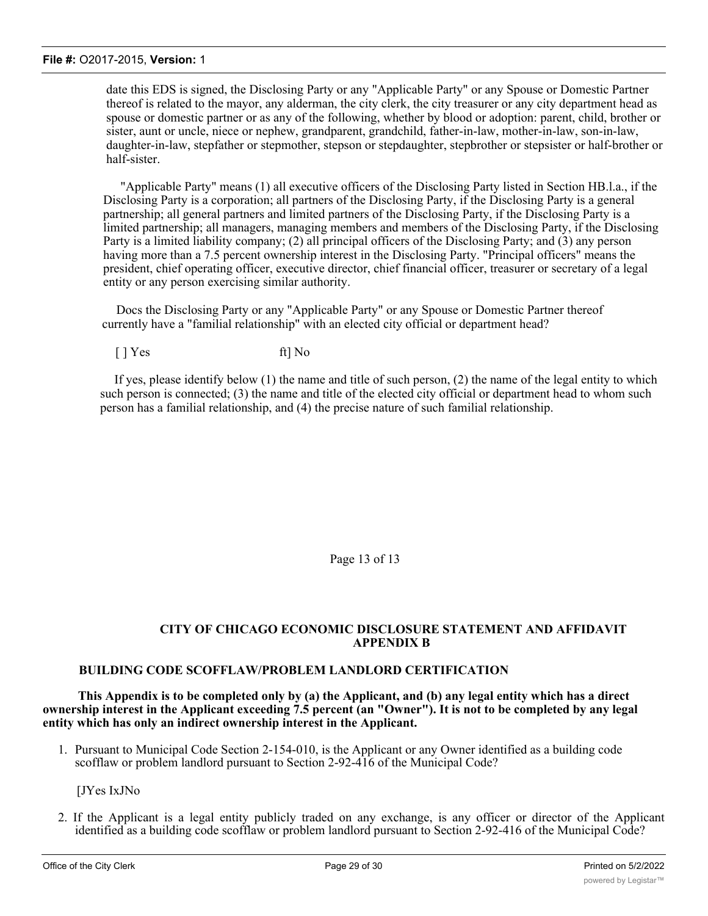date this EDS is signed, the Disclosing Party or any "Applicable Party" or any Spouse or Domestic Partner thereof is related to the mayor, any alderman, the city clerk, the city treasurer or any city department head as spouse or domestic partner or as any of the following, whether by blood or adoption: parent, child, brother or sister, aunt or uncle, niece or nephew, grandparent, grandchild, father-in-law, mother-in-law, son-in-law, daughter-in-law, stepfather or stepmother, stepson or stepdaughter, stepbrother or stepsister or half-brother or half-sister.

"Applicable Party" means (1) all executive officers of the Disclosing Party listed in Section HB.l.a., if the Disclosing Party is a corporation; all partners of the Disclosing Party, if the Disclosing Party is a general partnership; all general partners and limited partners of the Disclosing Party, if the Disclosing Party is a limited partnership; all managers, managing members and members of the Disclosing Party, if the Disclosing Party is a limited liability company; (2) all principal officers of the Disclosing Party; and (3) any person having more than a 7.5 percent ownership interest in the Disclosing Party. "Principal officers" means the president, chief operating officer, executive director, chief financial officer, treasurer or secretary of a legal entity or any person exercising similar authority.

Docs the Disclosing Party or any "Applicable Party" or any Spouse or Domestic Partner thereof currently have a "familial relationship" with an elected city official or department head?

[ ] Yes ft] No

If yes, please identify below (1) the name and title of such person, (2) the name of the legal entity to which such person is connected; (3) the name and title of the elected city official or department head to whom such person has a familial relationship, and (4) the precise nature of such familial relationship.

Page 13 of 13

## CITY OF CHICAGO ECONOMIC DISCLOSURE STATEMENT AND AFFIDAVIT APPENDIX B

### BUILDING CODE SCOFFLAW/PROBLEM LANDLORD CERTIFICATION

**This Appendix is to be completed only by (a) the Applicant, and (b) any legal entity which has a direct ownership interest in the Applicant exceeding 7.5 percent (an "Owner"). It is not to be completed by any legal entity which has only an indirect ownership interest in the Applicant.**

1. Pursuant to Municipal Code Section 2-154-010, is the Applicant or any Owner identified as a building code scofflaw or problem landlord pursuant to Section 2-92-416 of the Municipal Code?

   [JYes IxJNo

2. If the Applicant is a legal entity publicly traded on any exchange, is any officer or director of the Applicant identified as a building code scofflaw or problem landlord pursuant to Section 2-92-416 of the Municipal Code?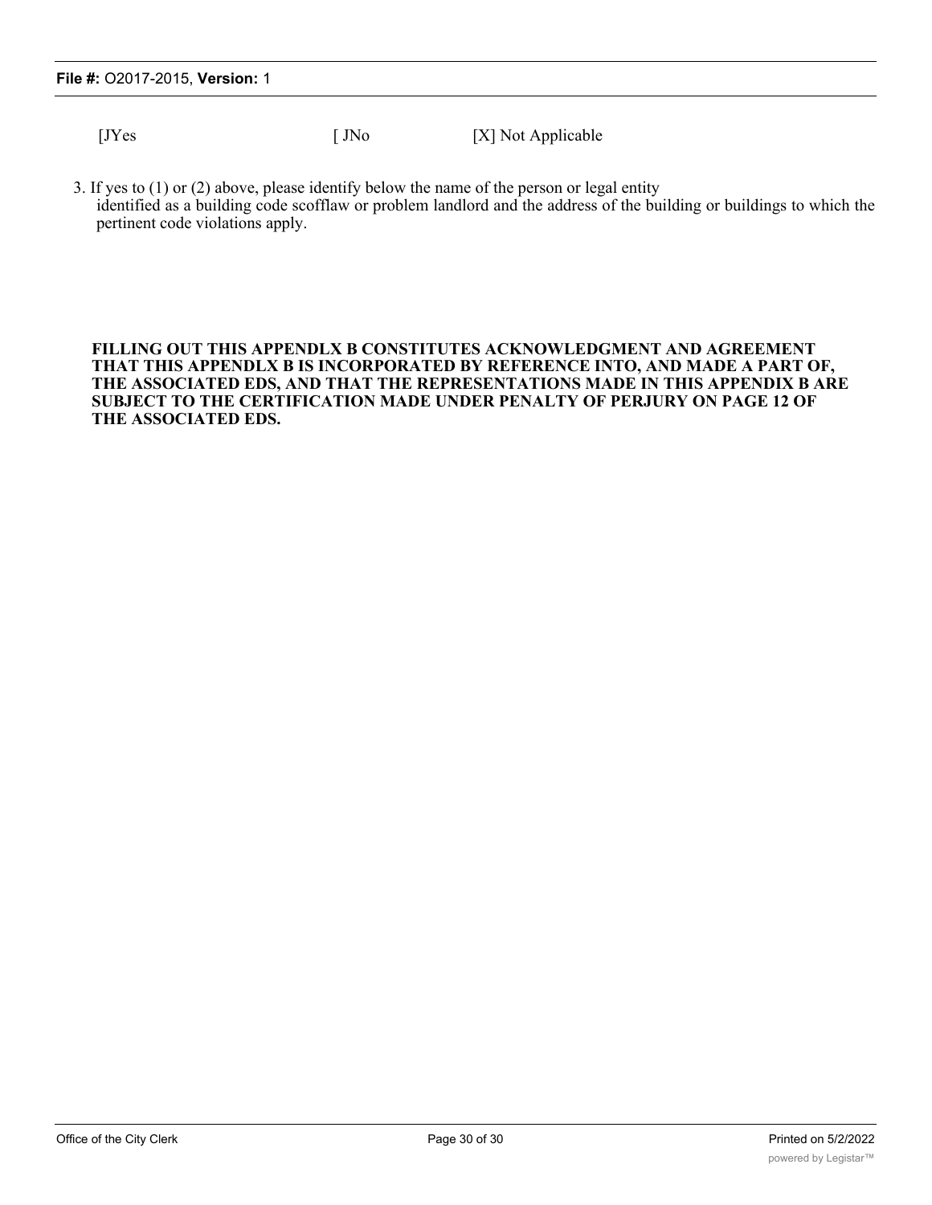[JYes [ JNo [X] Not Applicable

3. If yes to (1) or (2) above, please identify below the name of the person or legal entity identified as a building code scofflaw or problem landlord and the address of the building or buildings to which the pertinent code violations apply.

**FILLING OUT THIS APPENDLX B CONSTITUTES ACKNOWLEDGMENT AND AGREEMENT THAT THIS APPENDLX B IS INCORPORATED BY REFERENCE INTO, AND MADE A PART OF, THE ASSOCIATED EDS, AND THAT THE REPRESENTATIONS MADE IN THIS APPENDIX B ARE SUBJECT TO THE CERTIFICATION MADE UNDER PENALTY OF PERJURY ON PAGE 12 OF THE ASSOCIATED EDS.**